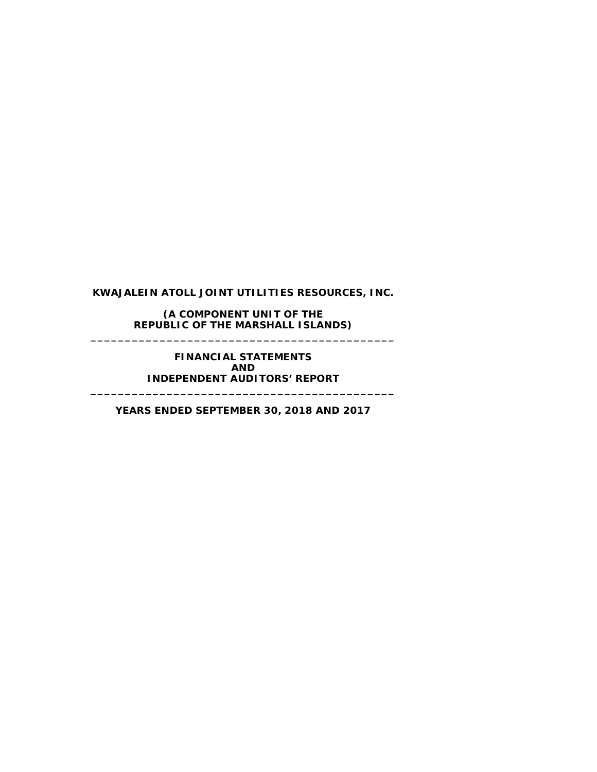# KWAJALEIN ATOLL JOINT UTILITIES RESOURCES, INC.

**(A COMPONENT UNIT OF THE REPUBLIC OF THE MARSHALL ISLANDS)**

---

**FINANCIAL STATEMENTS AND INDEPENDENT AUDITORS' REPORT**

---

**YEARS ENDED SEPTEMBER 30, 2018 AND 2017**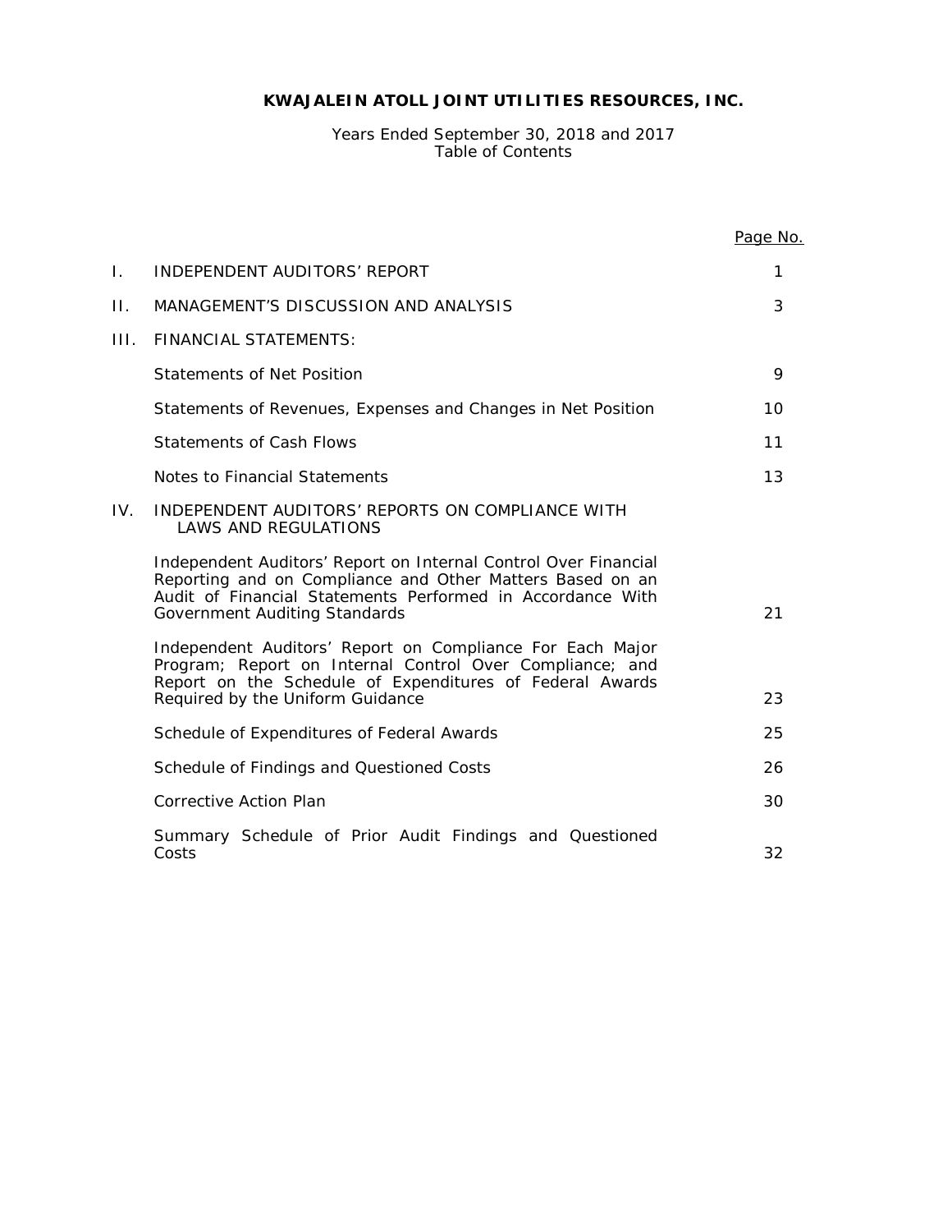# KWAJALEIN ATOLL JOINT UTILITIES RESOURCES, INC.

Years Ended September 30, 2018 and 2017
Table of Contents

| | | Page No. |
|---|---|---|
| I. | INDEPENDENT AUDITORS' REPORT | 1 |
| II. | MANAGEMENT'S DISCUSSION AND ANALYSIS | 3 |
| III. | FINANCIAL STATEMENTS: | |
| | Statements of Net Position | 9 |
| | Statements of Revenues, Expenses and Changes in Net Position | 10 |
| | Statements of Cash Flows | 11 |
| | Notes to Financial Statements | 13 |
| IV. | INDEPENDENT AUDITORS' REPORTS ON COMPLIANCE WITH LAWS AND REGULATIONS | |
| | Independent Auditors' Report on Internal Control Over Financial Reporting and on Compliance and Other Matters Based on an Audit of Financial Statements Performed in Accordance With Government Auditing Standards | 21 |
| | Independent Auditors' Report on Compliance For Each Major Program; Report on Internal Control Over Compliance; and Report on the Schedule of Expenditures of Federal Awards Required by the Uniform Guidance | 23 |
| | Schedule of Expenditures of Federal Awards | 25 |
| | Schedule of Findings and Questioned Costs | 26 |
| | Corrective Action Plan | 30 |
| | Summary Schedule of Prior Audit Findings and Questioned Costs | 32 |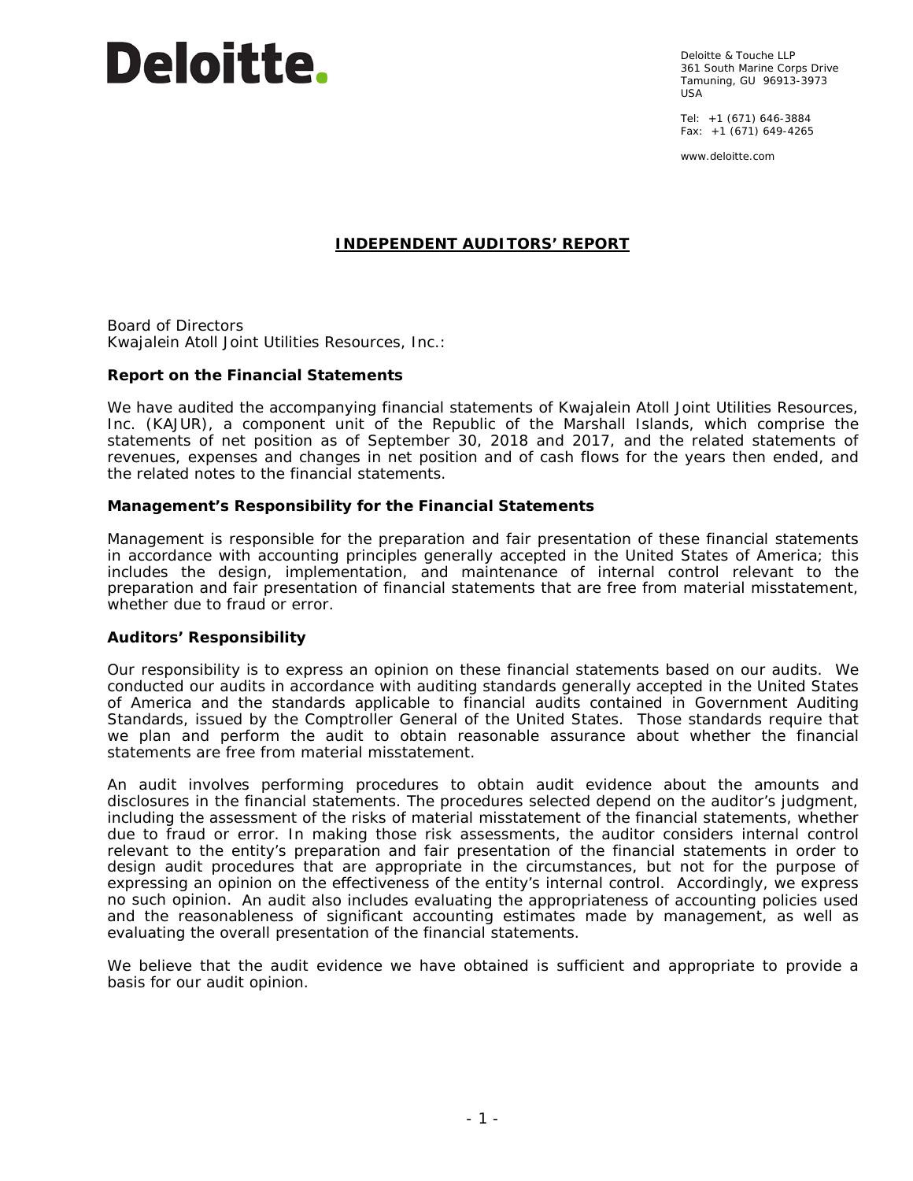Deloitte.

Deloitte & Touche LLP
361 South Marine Corps Drive
Tamuning, GU 96913-3973
USA

Tel: +1 (671) 646-3884
Fax: +1 (671) 649-4265

www.deloitte.com

# INDEPENDENT AUDITORS' REPORT

Board of Directors
Kwajalein Atoll Joint Utilities Resources, Inc.:

## Report on the Financial Statements

We have audited the accompanying financial statements of Kwajalein Atoll Joint Utilities Resources, Inc. (KAJUR), a component unit of the Republic of the Marshall Islands, which comprise the statements of net position as of September 30, 2018 and 2017, and the related statements of revenues, expenses and changes in net position and of cash flows for the years then ended, and the related notes to the financial statements.

## Management's Responsibility for the Financial Statements

Management is responsible for the preparation and fair presentation of these financial statements in accordance with accounting principles generally accepted in the United States of America; this includes the design, implementation, and maintenance of internal control relevant to the preparation and fair presentation of financial statements that are free from material misstatement, whether due to fraud or error.

## Auditors' Responsibility

Our responsibility is to express an opinion on these financial statements based on our audits. We conducted our audits in accordance with auditing standards generally accepted in the United States of America and the standards applicable to financial audits contained in Government Auditing Standards, issued by the Comptroller General of the United States. Those standards require that we plan and perform the audit to obtain reasonable assurance about whether the financial statements are free from material misstatement.

An audit involves performing procedures to obtain audit evidence about the amounts and disclosures in the financial statements. The procedures selected depend on the auditor's judgment, including the assessment of the risks of material misstatement of the financial statements, whether due to fraud or error. In making those risk assessments, the auditor considers internal control relevant to the entity's preparation and fair presentation of the financial statements in order to design audit procedures that are appropriate in the circumstances, but not for the purpose of expressing an opinion on the effectiveness of the entity's internal control. Accordingly, we express no such opinion. An audit also includes evaluating the appropriateness of accounting policies used and the reasonableness of significant accounting estimates made by management, as well as evaluating the overall presentation of the financial statements.

We believe that the audit evidence we have obtained is sufficient and appropriate to provide a basis for our audit opinion.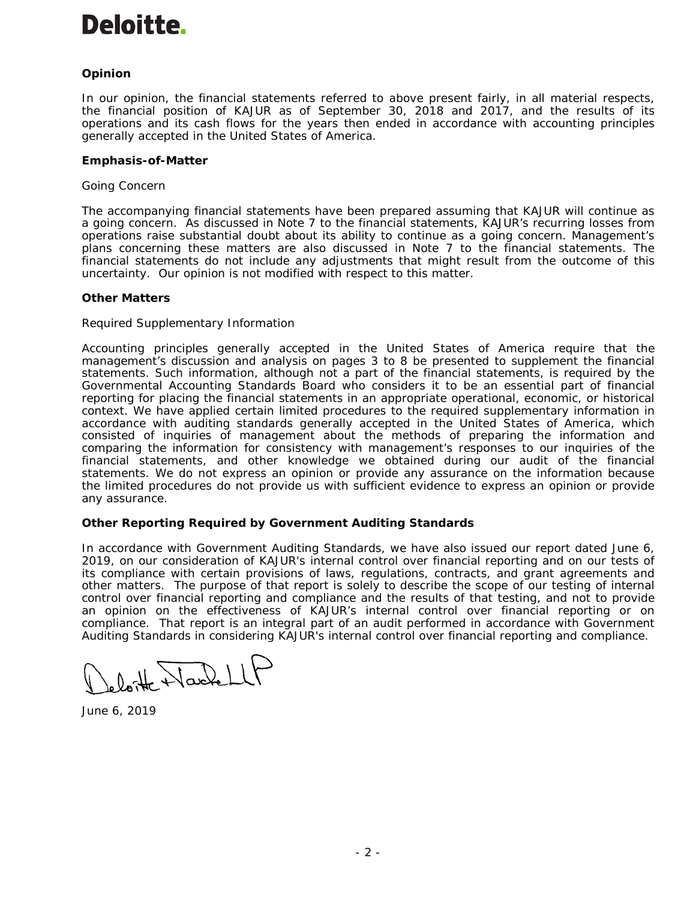Deloitte.

## Opinion

In our opinion, the financial statements referred to above present fairly, in all material respects, the financial position of KAJUR as of September 30, 2018 and 2017, and the results of its operations and its cash flows for the years then ended in accordance with accounting principles generally accepted in the United States of America.

## Emphasis-of-Matter

Going Concern

The accompanying financial statements have been prepared assuming that KAJUR will continue as a going concern. As discussed in Note 7 to the financial statements, KAJUR's recurring losses from operations raise substantial doubt about its ability to continue as a going concern. Management's plans concerning these matters are also discussed in Note 7 to the financial statements. The financial statements do not include any adjustments that might result from the outcome of this uncertainty. Our opinion is not modified with respect to this matter.

## Other Matters

Required Supplementary Information

Accounting principles generally accepted in the United States of America require that the management's discussion and analysis on pages 3 to 8 be presented to supplement the financial statements. Such information, although not a part of the financial statements, is required by the Governmental Accounting Standards Board who considers it to be an essential part of financial reporting for placing the financial statements in an appropriate operational, economic, or historical context. We have applied certain limited procedures to the required supplementary information in accordance with auditing standards generally accepted in the United States of America, which consisted of inquiries of management about the methods of preparing the information and comparing the information for consistency with management's responses to our inquiries of the financial statements, and other knowledge we obtained during our audit of the financial statements. We do not express an opinion or provide any assurance on the information because the limited procedures do not provide us with sufficient evidence to express an opinion or provide any assurance.

## Other Reporting Required by Government Auditing Standards

In accordance with Government Auditing Standards, we have also issued our report dated June 6, 2019, on our consideration of KAJUR's internal control over financial reporting and on our tests of its compliance with certain provisions of laws, regulations, contracts, and grant agreements and other matters. The purpose of that report is solely to describe the scope of our testing of internal control over financial reporting and compliance and the results of that testing, and not to provide an opinion on the effectiveness of KAJUR's internal control over financial reporting or on compliance. That report is an integral part of an audit performed in accordance with Government Auditing Standards in considering KAJUR's internal control over financial reporting and compliance.

Deloitte & Touche LLP

June 6, 2019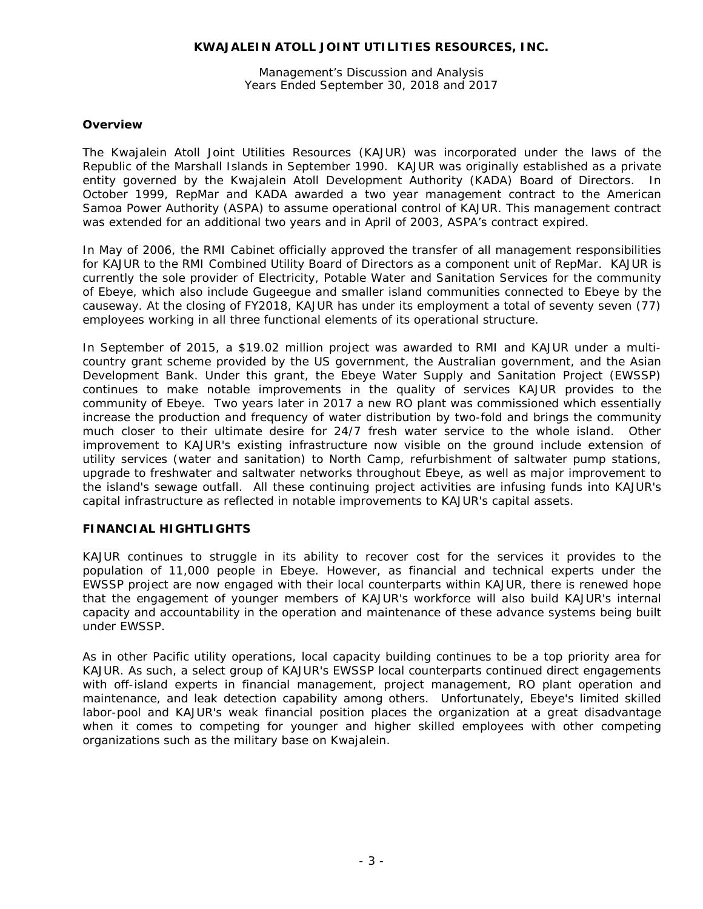# KWAJALEIN ATOLL JOINT UTILITIES RESOURCES, INC.

Management's Discussion and Analysis
Years Ended September 30, 2018 and 2017

## Overview

The Kwajalein Atoll Joint Utilities Resources (KAJUR) was incorporated under the laws of the Republic of the Marshall Islands in September 1990. KAJUR was originally established as a private entity governed by the Kwajalein Atoll Development Authority (KADA) Board of Directors. In October 1999, RepMar and KADA awarded a two year management contract to the American Samoa Power Authority (ASPA) to assume operational control of KAJUR. This management contract was extended for an additional two years and in April of 2003, ASPA's contract expired.

In May of 2006, the RMI Cabinet officially approved the transfer of all management responsibilities for KAJUR to the RMI Combined Utility Board of Directors as a component unit of RepMar. KAJUR is currently the sole provider of Electricity, Potable Water and Sanitation Services for the community of Ebeye, which also include Gugeegue and smaller island communities connected to Ebeye by the causeway. At the closing of FY2018, KAJUR has under its employment a total of seventy seven (77) employees working in all three functional elements of its operational structure.

In September of 2015, a $19.02 million project was awarded to RMI and KAJUR under a multi-country grant scheme provided by the US government, the Australian government, and the Asian Development Bank. Under this grant, the Ebeye Water Supply and Sanitation Project (EWSSP) continues to make notable improvements in the quality of services KAJUR provides to the community of Ebeye. Two years later in 2017 a new RO plant was commissioned which essentially increase the production and frequency of water distribution by two-fold and brings the community much closer to their ultimate desire for 24/7 fresh water service to the whole island. Other improvement to KAJUR's existing infrastructure now visible on the ground include extension of utility services (water and sanitation) to North Camp, refurbishment of saltwater pump stations, upgrade to freshwater and saltwater networks throughout Ebeye, as well as major improvement to the island's sewage outfall. All these continuing project activities are infusing funds into KAJUR's capital infrastructure as reflected in notable improvements to KAJUR's capital assets.

## FINANCIAL HIGHTLIGHTS

KAJUR continues to struggle in its ability to recover cost for the services it provides to the population of 11,000 people in Ebeye. However, as financial and technical experts under the EWSSP project are now engaged with their local counterparts within KAJUR, there is renewed hope that the engagement of younger members of KAJUR's workforce will also build KAJUR's internal capacity and accountability in the operation and maintenance of these advance systems being built under EWSSP.

As in other Pacific utility operations, local capacity building continues to be a top priority area for KAJUR. As such, a select group of KAJUR's EWSSP local counterparts continued direct engagements with off-island experts in financial management, project management, RO plant operation and maintenance, and leak detection capability among others. Unfortunately, Ebeye's limited skilled labor-pool and KAJUR's weak financial position places the organization at a great disadvantage when it comes to competing for younger and higher skilled employees with other competing organizations such as the military base on Kwajalein.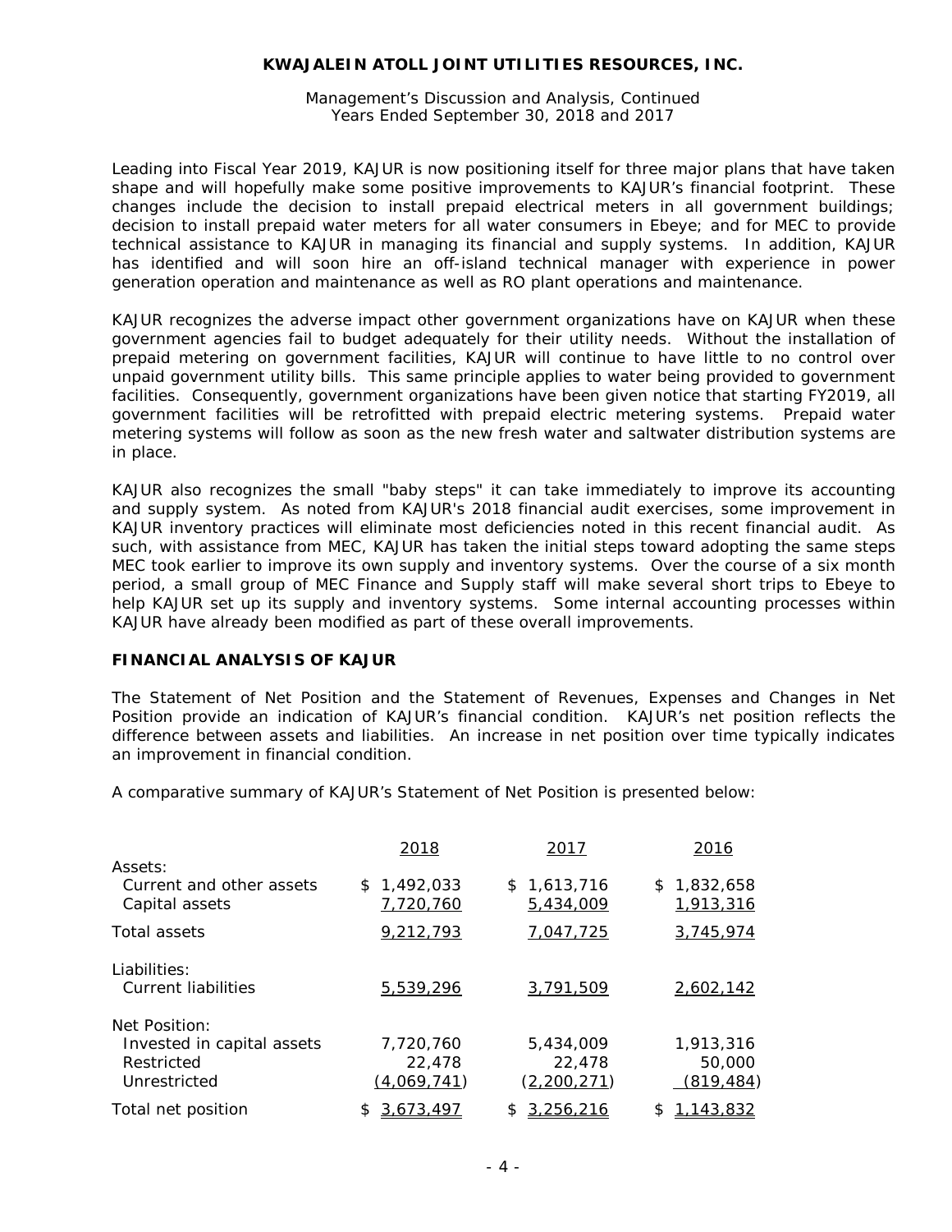Leading into Fiscal Year 2019, KAJUR is now positioning itself for three major plans that have taken shape and will hopefully make some positive improvements to KAJUR's financial footprint. These changes include the decision to install prepaid electrical meters in all government buildings; decision to install prepaid water meters for all water consumers in Ebeye; and for MEC to provide technical assistance to KAJUR in managing its financial and supply systems. In addition, KAJUR has identified and will soon hire an off-island technical manager with experience in power generation operation and maintenance as well as RO plant operations and maintenance.

KAJUR recognizes the adverse impact other government organizations have on KAJUR when these government agencies fail to budget adequately for their utility needs. Without the installation of prepaid metering on government facilities, KAJUR will continue to have little to no control over unpaid government utility bills. This same principle applies to water being provided to government facilities. Consequently, government organizations have been given notice that starting FY2019, all government facilities will be retrofitted with prepaid electric metering systems. Prepaid water metering systems will follow as soon as the new fresh water and saltwater distribution systems are in place.

KAJUR also recognizes the small "baby steps" it can take immediately to improve its accounting and supply system. As noted from KAJUR's 2018 financial audit exercises, some improvement in KAJUR inventory practices will eliminate most deficiencies noted in this recent financial audit. As such, with assistance from MEC, KAJUR has taken the initial steps toward adopting the same steps MEC took earlier to improve its own supply and inventory systems. Over the course of a six month period, a small group of MEC Finance and Supply staff will make several short trips to Ebeye to help KAJUR set up its supply and inventory systems. Some internal accounting processes within KAJUR have already been modified as part of these overall improvements.

## FINANCIAL ANALYSIS OF KAJUR

The Statement of Net Position and the Statement of Revenues, Expenses and Changes in Net Position provide an indication of KAJUR's financial condition. KAJUR's net position reflects the difference between assets and liabilities. An increase in net position over time typically indicates an improvement in financial condition.

A comparative summary of KAJUR's Statement of Net Position is presented below:

| | 2018 | 2017 | 2016 |
|---|---|---|---|
| Assets: | | | |
| Current and other assets | $ 1,492,033 | $ 1,613,716 | $ 1,832,658 |
| Capital assets | 7,720,760 | 5,434,009 | 1,913,316 |
| Total assets | 9,212,793 | 7,047,725 | 3,745,974 |
| Liabilities: | | | |
| Current liabilities | 5,539,296 | 3,791,509 | 2,602,142 |
| Net Position: | | | |
| Invested in capital assets | 7,720,760 | 5,434,009 | 1,913,316 |
| Restricted | 22,478 | 22,478 | 50,000 |
| Unrestricted | (4,069,741) | (2,200,271) | (819,484) |
| Total net position | $ 3,673,497 | $ 3,256,216 | $ 1,143,832 |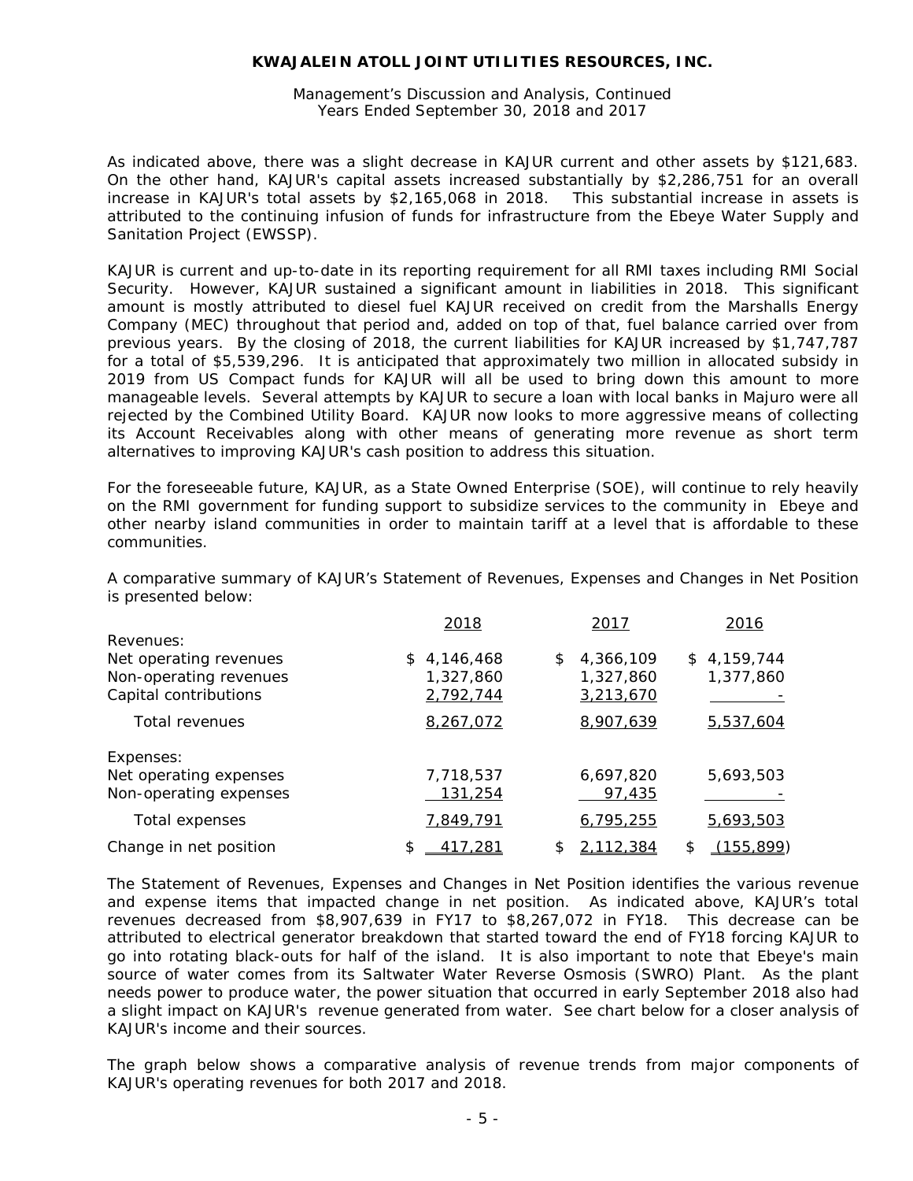As indicated above, there was a slight decrease in KAJUR current and other assets by $121,683. On the other hand, KAJUR's capital assets increased substantially by $2,286,751 for an overall increase in KAJUR's total assets by $2,165,068 in 2018. This substantial increase in assets is attributed to the continuing infusion of funds for infrastructure from the Ebeye Water Supply and Sanitation Project (EWSSP).

KAJUR is current and up-to-date in its reporting requirement for all RMI taxes including RMI Social Security. However, KAJUR sustained a significant amount in liabilities in 2018. This significant amount is mostly attributed to diesel fuel KAJUR received on credit from the Marshalls Energy Company (MEC) throughout that period and, added on top of that, fuel balance carried over from previous years. By the closing of 2018, the current liabilities for KAJUR increased by $1,747,787 for a total of $5,539,296. It is anticipated that approximately two million in allocated subsidy in 2019 from US Compact funds for KAJUR will all be used to bring down this amount to more manageable levels. Several attempts by KAJUR to secure a loan with local banks in Majuro were all rejected by the Combined Utility Board. KAJUR now looks to more aggressive means of collecting its Account Receivables along with other means of generating more revenue as short term alternatives to improving KAJUR's cash position to address this situation.

For the foreseeable future, KAJUR, as a State Owned Enterprise (SOE), will continue to rely heavily on the RMI government for funding support to subsidize services to the community in Ebeye and other nearby island communities in order to maintain tariff at a level that is affordable to these communities.

A comparative summary of KAJUR's Statement of Revenues, Expenses and Changes in Net Position is presented below:

| | 2018 | 2017 | 2016 |
|---|---|---|---|
| Revenues: | | | |
| Net operating revenues | $ 4,146,468 | $ 4,366,109 | $ 4,159,744 |
| Non-operating revenues | 1,327,860 | 1,327,860 | 1,377,860 |
| Capital contributions | 2,792,744 | 3,213,670 | - |
| Total revenues | 8,267,072 | 8,907,639 | 5,537,604 |
| Expenses: | | | |
| Net operating expenses | 7,718,537 | 6,697,820 | 5,693,503 |
| Non-operating expenses | 131,254 | 97,435 | - |
| Total expenses | 7,849,791 | 6,795,255 | 5,693,503 |
| Change in net position | $ 417,281 | $ 2,112,384 | $ (155,899) |

The Statement of Revenues, Expenses and Changes in Net Position identifies the various revenue and expense items that impacted change in net position. As indicated above, KAJUR's total revenues decreased from $8,907,639 in FY17 to $8,267,072 in FY18. This decrease can be attributed to electrical generator breakdown that started toward the end of FY18 forcing KAJUR to go into rotating black-outs for half of the island. It is also important to note that Ebeye's main source of water comes from its Saltwater Water Reverse Osmosis (SWRO) Plant. As the plant needs power to produce water, the power situation that occurred in early September 2018 also had a slight impact on KAJUR's revenue generated from water. See chart below for a closer analysis of KAJUR's income and their sources.

The graph below shows a comparative analysis of revenue trends from major components of KAJUR's operating revenues for both 2017 and 2018.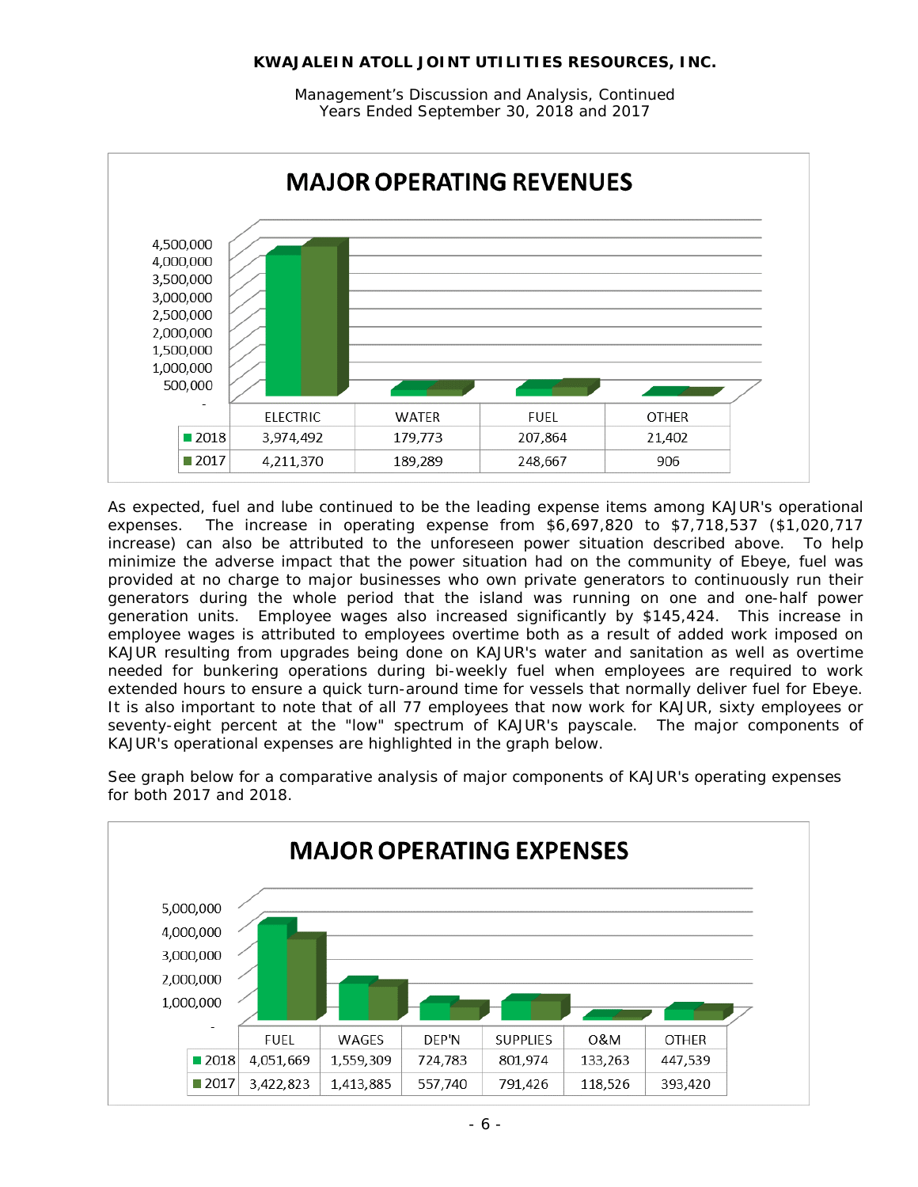**MAJOR OPERATING REVENUES**

| | ELECTRIC | WATER | FUEL | OTHER |
|---|---|---|---|---|
| 2018 | 3,974,492 | 179,773 | 207,864 | 21,402 |
| 2017 | 4,211,370 | 189,289 | 248,667 | 906 |

As expected, fuel and lube continued to be the leading expense items among KAJUR's operational expenses. The increase in operating expense from $6,697,820 to $7,718,537 ($1,020,717 increase) can also be attributed to the unforeseen power situation described above. To help minimize the adverse impact that the power situation had on the community of Ebeye, fuel was provided at no charge to major businesses who own private generators to continuously run their generators during the whole period that the island was running on one and one-half power generation units. Employee wages also increased significantly by $145,424. This increase in employee wages is attributed to employees overtime both as a result of added work imposed on KAJUR resulting from upgrades being done on KAJUR's water and sanitation as well as overtime needed for bunkering operations during bi-weekly fuel when employees are required to work extended hours to ensure a quick turn-around time for vessels that normally deliver fuel for Ebeye. It is also important to note that of all 77 employees that now work for KAJUR, sixty employees or seventy-eight percent at the "low" spectrum of KAJUR's payscale. The major components of KAJUR's operational expenses are highlighted in the graph below.

See graph below for a comparative analysis of major components of KAJUR's operating expenses for both 2017 and 2018.

**MAJOR OPERATING EXPENSES**

| | FUEL | WAGES | DEP'N | SUPPLIES | O&M | OTHER |
|---|---|---|---|---|---|---|
| 2018 | 4,051,669 | 1,559,309 | 724,783 | 801,974 | 133,263 | 447,539 |
| 2017 | 3,422,823 | 1,413,885 | 557,740 | 791,426 | 118,526 | 393,420 |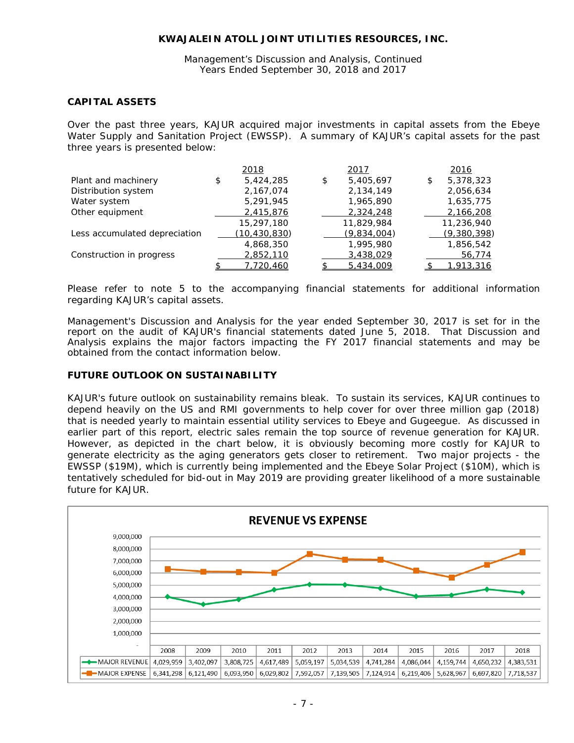## CAPITAL ASSETS

Over the past three years, KAJUR acquired major investments in capital assets from the Ebeye Water Supply and Sanitation Project (EWSSP). A summary of KAJUR's capital assets for the past three years is presented below:

| | 2018 | 2017 | 2016 |
|---|---|---|---|
| Plant and machinery | $ 5,424,285 | $ 5,405,697 | $ 5,378,323 |
| Distribution system | 2,167,074 | 2,134,149 | 2,056,634 |
| Water system | 5,291,945 | 1,965,890 | 1,635,775 |
| Other equipment | 2,415,876 | 2,324,248 | 2,166,208 |
| | 15,297,180 | 11,829,984 | 11,236,940 |
| Less accumulated depreciation | (10,430,830) | (9,834,004) | (9,380,398) |
| | 4,868,350 | 1,995,980 | 1,856,542 |
| Construction in progress | 2,852,110 | 3,438,029 | 56,774 |
| | $ 7,720,460 | $ 5,434,009 | $ 1,913,316 |

Please refer to note 5 to the accompanying financial statements for additional information regarding KAJUR's capital assets.

Management's Discussion and Analysis for the year ended September 30, 2017 is set for in the report on the audit of KAJUR's financial statements dated June 5, 2018. That Discussion and Analysis explains the major factors impacting the FY 2017 financial statements and may be obtained from the contact information below.

## FUTURE OUTLOOK ON SUSTAINABILITY

KAJUR's future outlook on sustainability remains bleak. To sustain its services, KAJUR continues to depend heavily on the US and RMI governments to help cover for over three million gap (2018) that is needed yearly to maintain essential utility services to Ebeye and Gugeegue. As discussed in earlier part of this report, electric sales remain the top source of revenue generation for KAJUR. However, as depicted in the chart below, it is obviously becoming more costly for KAJUR to generate electricity as the aging generators gets closer to retirement. Two major projects - the EWSSP ($19M), which is currently being implemented and the Ebeye Solar Project ($10M), which is tentatively scheduled for bid-out in May 2019 are providing greater likelihood of a more sustainable future for KAJUR.

**REVENUE VS EXPENSE**

| | 2008 | 2009 | 2010 | 2011 | 2012 | 2013 | 2014 | 2015 | 2016 | 2017 | 2018 |
|---|---|---|---|---|---|---|---|---|---|---|---|
| MAJOR REVENUE | 4,029,959 | 3,402,097 | 3,808,725 | 4,617,489 | 5,059,197 | 5,034,539 | 4,741,284 | 4,086,044 | 4,159,744 | 4,650,232 | 4,383,531 |
| MAJOR EXPENSE | 6,341,298 | 6,121,490 | 6,093,950 | 6,029,802 | 7,592,057 | 7,139,505 | 7,124,914 | 6,219,406 | 5,628,967 | 6,697,820 | 7,718,537 |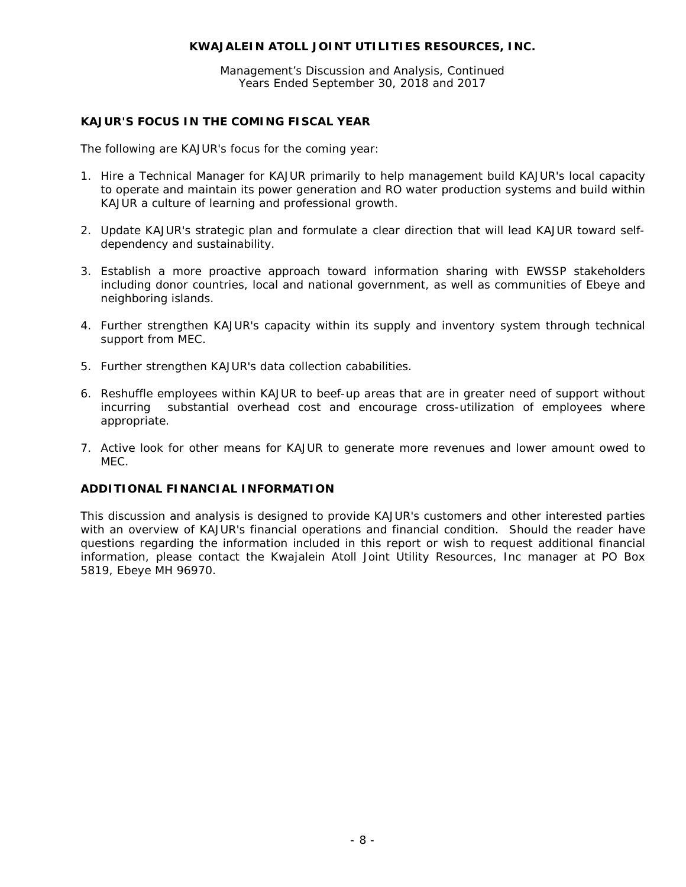## KAJUR'S FOCUS IN THE COMING FISCAL YEAR

The following are KAJUR's focus for the coming year:

1. Hire a Technical Manager for KAJUR primarily to help management build KAJUR's local capacity to operate and maintain its power generation and RO water production systems and build within KAJUR a culture of learning and professional growth.

2. Update KAJUR's strategic plan and formulate a clear direction that will lead KAJUR toward self-dependency and sustainability.

3. Establish a more proactive approach toward information sharing with EWSSP stakeholders including donor countries, local and national government, as well as communities of Ebeye and neighboring islands.

4. Further strengthen KAJUR's capacity within its supply and inventory system through technical support from MEC.

5. Further strengthen KAJUR's data collection cababilities.

6. Reshuffle employees within KAJUR to beef-up areas that are in greater need of support without incurring substantial overhead cost and encourage cross-utilization of employees where appropriate.

7. Active look for other means for KAJUR to generate more revenues and lower amount owed to MEC.

## ADDITIONAL FINANCIAL INFORMATION

This discussion and analysis is designed to provide KAJUR's customers and other interested parties with an overview of KAJUR's financial operations and financial condition. Should the reader have questions regarding the information included in this report or wish to request additional financial information, please contact the Kwajalein Atoll Joint Utility Resources, Inc manager at PO Box 5819, Ebeye MH 96970.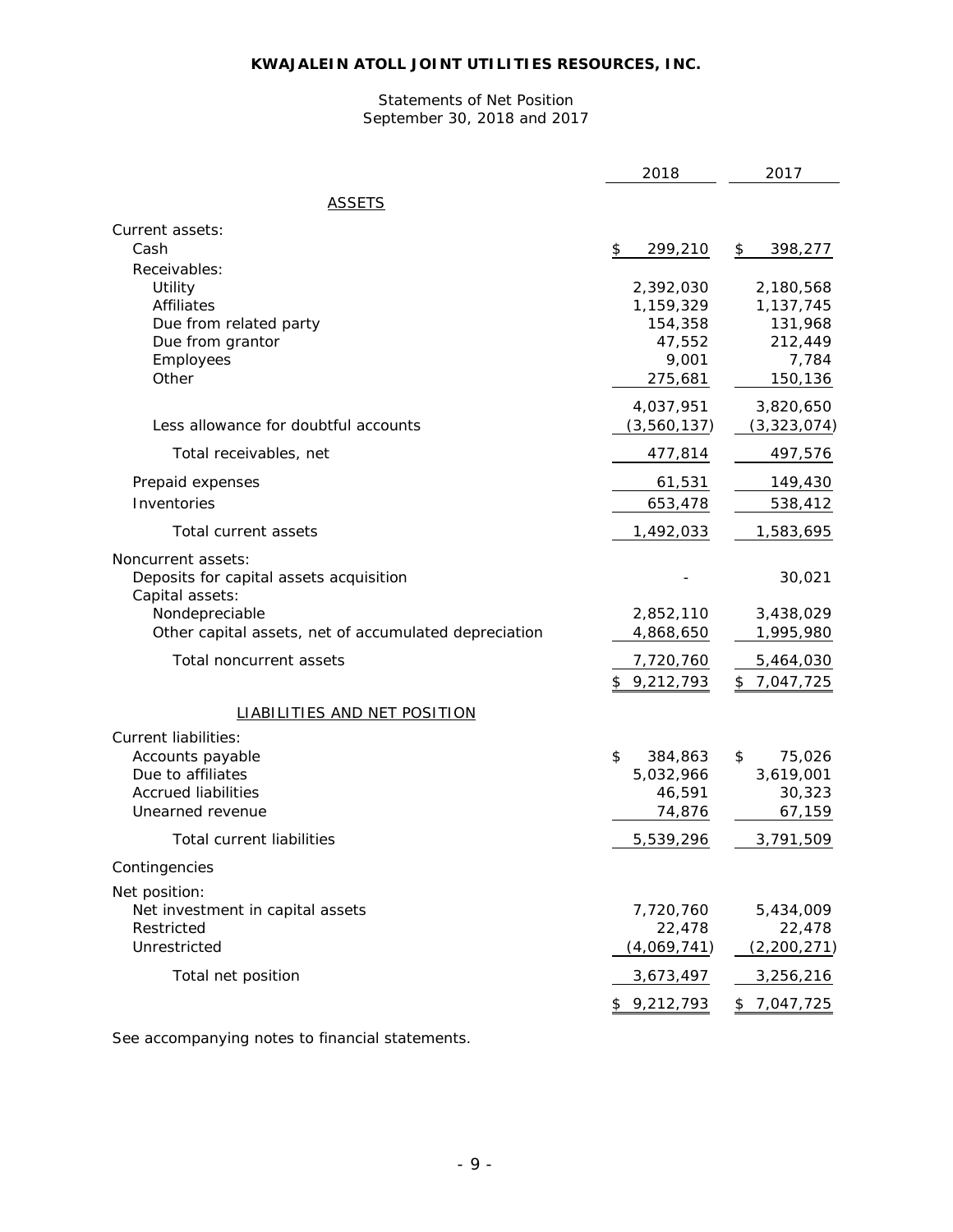# KWAJALEIN ATOLL JOINT UTILITIES RESOURCES, INC.

Statements of Net Position
September 30, 2018 and 2017

| | 2018 | 2017 |
|---|---|---|
| ASSETS | | |
| Current assets: | | |
| Cash | $ 299,210 | $ 398,277 |
| Receivables: | | |
| Utility | 2,392,030 | 2,180,568 |
| Affiliates | 1,159,329 | 1,137,745 |
| Due from related party | 154,358 | 131,968 |
| Due from grantor | 47,552 | 212,449 |
| Employees | 9,001 | 7,784 |
| Other | 275,681 | 150,136 |
| | 4,037,951 | 3,820,650 |
| Less allowance for doubtful accounts | (3,560,137) | (3,323,074) |
| Total receivables, net | 477,814 | 497,576 |
| Prepaid expenses | 61,531 | 149,430 |
| Inventories | 653,478 | 538,412 |
| Total current assets | 1,492,033 | 1,583,695 |
| Noncurrent assets: | | |
| Deposits for capital assets acquisition | - | 30,021 |
| Capital assets: | | |
| Nondepreciable | 2,852,110 | 3,438,029 |
| Other capital assets, net of accumulated depreciation | 4,868,650 | 1,995,980 |
| Total noncurrent assets | 7,720,760 | 5,464,030 |
| | $ 9,212,793 | $ 7,047,725 |
| LIABILITIES AND NET POSITION | | |
| Current liabilities: | | |
| Accounts payable | $ 384,863 | $ 75,026 |
| Due to affiliates | 5,032,966 | 3,619,001 |
| Accrued liabilities | 46,591 | 30,323 |
| Unearned revenue | 74,876 | 67,159 |
| Total current liabilities | 5,539,296 | 3,791,509 |
| Contingencies | | |
| Net position: | | |
| Net investment in capital assets | 7,720,760 | 5,434,009 |
| Restricted | 22,478 | 22,478 |
| Unrestricted | (4,069,741) | (2,200,271) |
| Total net position | 3,673,497 | 3,256,216 |
| | $ 9,212,793 | $ 7,047,725 |

See accompanying notes to financial statements.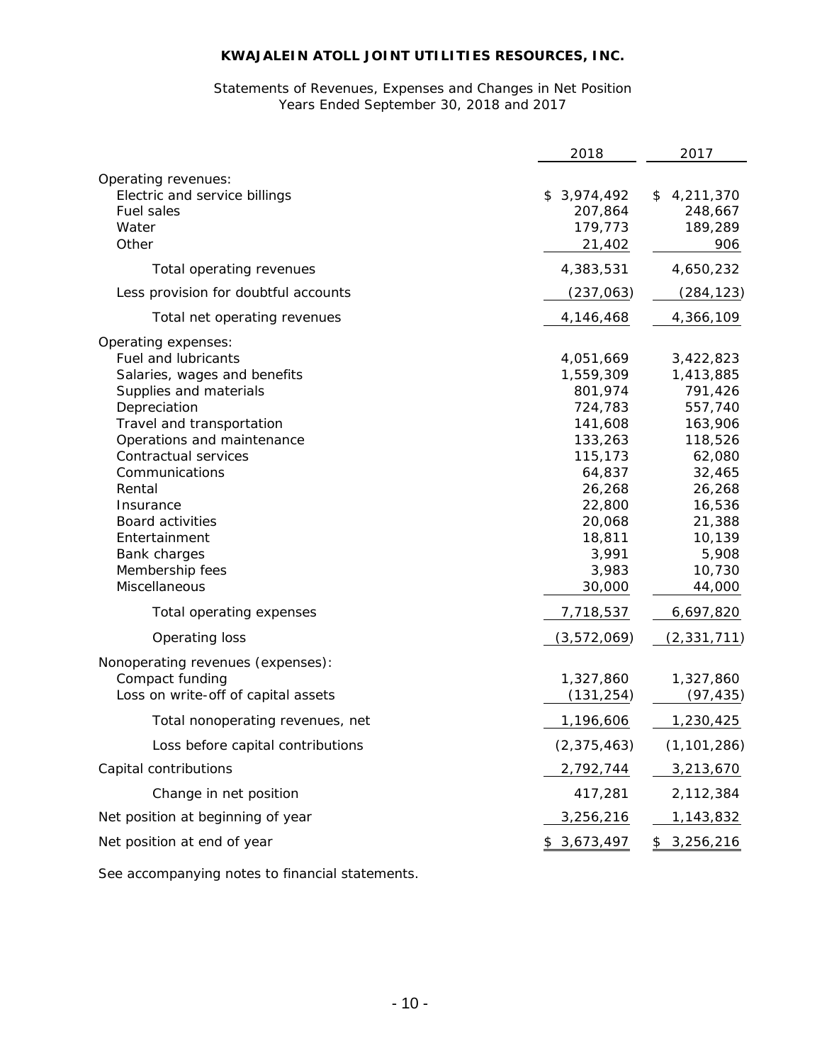# KWAJALEIN ATOLL JOINT UTILITIES RESOURCES, INC.

Statements of Revenues, Expenses and Changes in Net Position
Years Ended September 30, 2018 and 2017

| | 2018 | 2017 |
|---|---|---|
| Operating revenues: | | |
| Electric and service billings | $ 3,974,492 | $ 4,211,370 |
| Fuel sales | 207,864 | 248,667 |
| Water | 179,773 | 189,289 |
| Other | 21,402 | 906 |
| Total operating revenues | 4,383,531 | 4,650,232 |
| Less provision for doubtful accounts | (237,063) | (284,123) |
| Total net operating revenues | 4,146,468 | 4,366,109 |
| Operating expenses: | | |
| Fuel and lubricants | 4,051,669 | 3,422,823 |
| Salaries, wages and benefits | 1,559,309 | 1,413,885 |
| Supplies and materials | 801,974 | 791,426 |
| Depreciation | 724,783 | 557,740 |
| Travel and transportation | 141,608 | 163,906 |
| Operations and maintenance | 133,263 | 118,526 |
| Contractual services | 115,173 | 62,080 |
| Communications | 64,837 | 32,465 |
| Rental | 26,268 | 26,268 |
| Insurance | 22,800 | 16,536 |
| Board activities | 20,068 | 21,388 |
| Entertainment | 18,811 | 10,139 |
| Bank charges | 3,991 | 5,908 |
| Membership fees | 3,983 | 10,730 |
| Miscellaneous | 30,000 | 44,000 |
| Total operating expenses | 7,718,537 | 6,697,820 |
| Operating loss | (3,572,069) | (2,331,711) |
| Nonoperating revenues (expenses): | | |
| Compact funding | 1,327,860 | 1,327,860 |
| Loss on write-off of capital assets | (131,254) | (97,435) |
| Total nonoperating revenues, net | 1,196,606 | 1,230,425 |
| Loss before capital contributions | (2,375,463) | (1,101,286) |
| Capital contributions | 2,792,744 | 3,213,670 |
| Change in net position | 417,281 | 2,112,384 |
| Net position at beginning of year | 3,256,216 | 1,143,832 |
| Net position at end of year | $ 3,673,497 | $ 3,256,216 |

See accompanying notes to financial statements.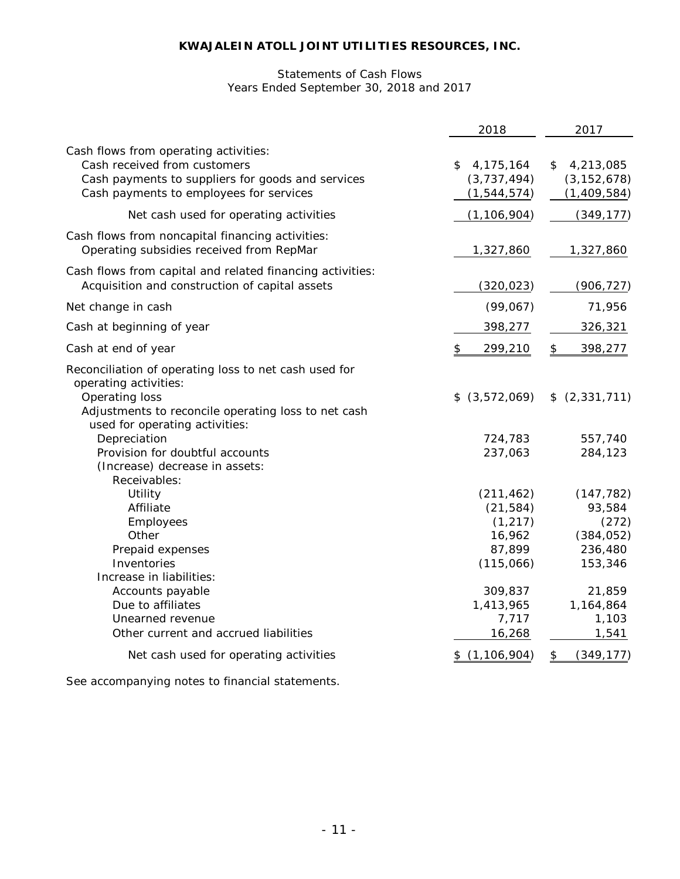# KWAJALEIN ATOLL JOINT UTILITIES RESOURCES, INC.

Statements of Cash Flows
Years Ended September 30, 2018 and 2017

| | 2018 | 2017 |
|---|---|---|
| Cash flows from operating activities: | | |
| Cash received from customers | $ 4,175,164 | $ 4,213,085 |
| Cash payments to suppliers for goods and services | (3,737,494) | (3,152,678) |
| Cash payments to employees for services | (1,544,574) | (1,409,584) |
| Net cash used for operating activities | (1,106,904) | (349,177) |
| Cash flows from noncapital financing activities: | | |
| Operating subsidies received from RepMar | 1,327,860 | 1,327,860 |
| Cash flows from capital and related financing activities: | | |
| Acquisition and construction of capital assets | (320,023) | (906,727) |
| Net change in cash | (99,067) | 71,956 |
| Cash at beginning of year | 398,277 | 326,321 |
| Cash at end of year | $ 299,210 | $ 398,277 |
| Reconciliation of operating loss to net cash used for operating activities: | | |
| Operating loss | $ (3,572,069) | $ (2,331,711) |
| Adjustments to reconcile operating loss to net cash used for operating activities: | | |
| Depreciation | 724,783 | 557,740 |
| Provision for doubtful accounts | 237,063 | 284,123 |
| (Increase) decrease in assets: | | |
| Receivables: | | |
| Utility | (211,462) | (147,782) |
| Affiliate | (21,584) | 93,584 |
| Employees | (1,217) | (272) |
| Other | 16,962 | (384,052) |
| Prepaid expenses | 87,899 | 236,480 |
| Inventories | (115,066) | 153,346 |
| Increase in liabilities: | | |
| Accounts payable | 309,837 | 21,859 |
| Due to affiliates | 1,413,965 | 1,164,864 |
| Unearned revenue | 7,717 | 1,103 |
| Other current and accrued liabilities | 16,268 | 1,541 |
| Net cash used for operating activities | $ (1,106,904) | $ (349,177) |

See accompanying notes to financial statements.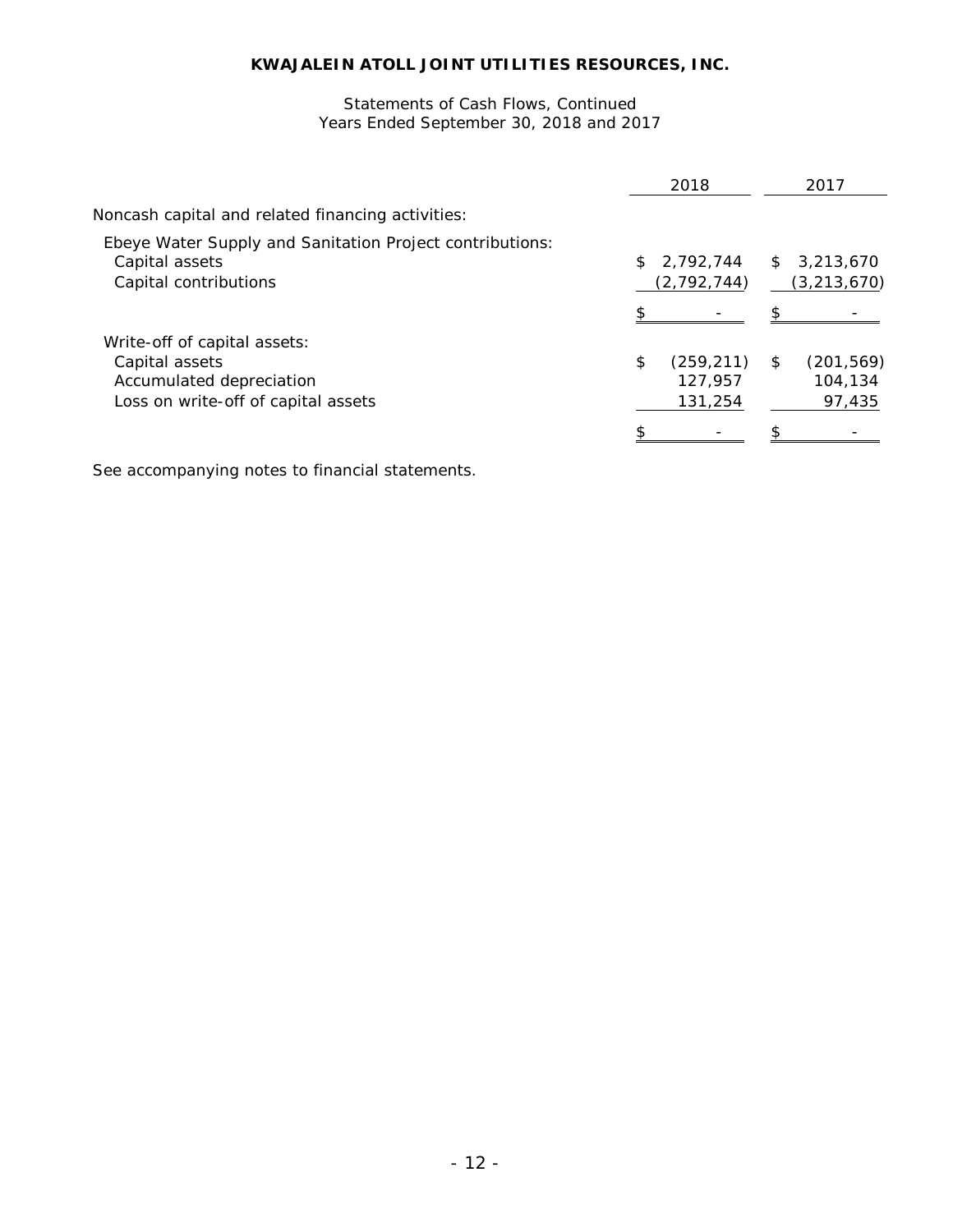**KWAJALEIN ATOLL JOINT UTILITIES RESOURCES, INC.**

Statements of Cash Flows, Continued
Years Ended September 30, 2018 and 2017

| | 2018 | 2017 |
|---|---|---|
| Noncash capital and related financing activities: | | |
| Ebeye Water Supply and Sanitation Project contributions: | | |
| Capital assets | $ 2,792,744 | $ 3,213,670 |
| Capital contributions | (2,792,744) | (3,213,670) |
| | $ - | $ - |
| Write-off of capital assets: | | |
| Capital assets | $ (259,211) | $ (201,569) |
| Accumulated depreciation | 127,957 | 104,134 |
| Loss on write-off of capital assets | 131,254 | 97,435 |
| | $ - | $ - |

See accompanying notes to financial statements.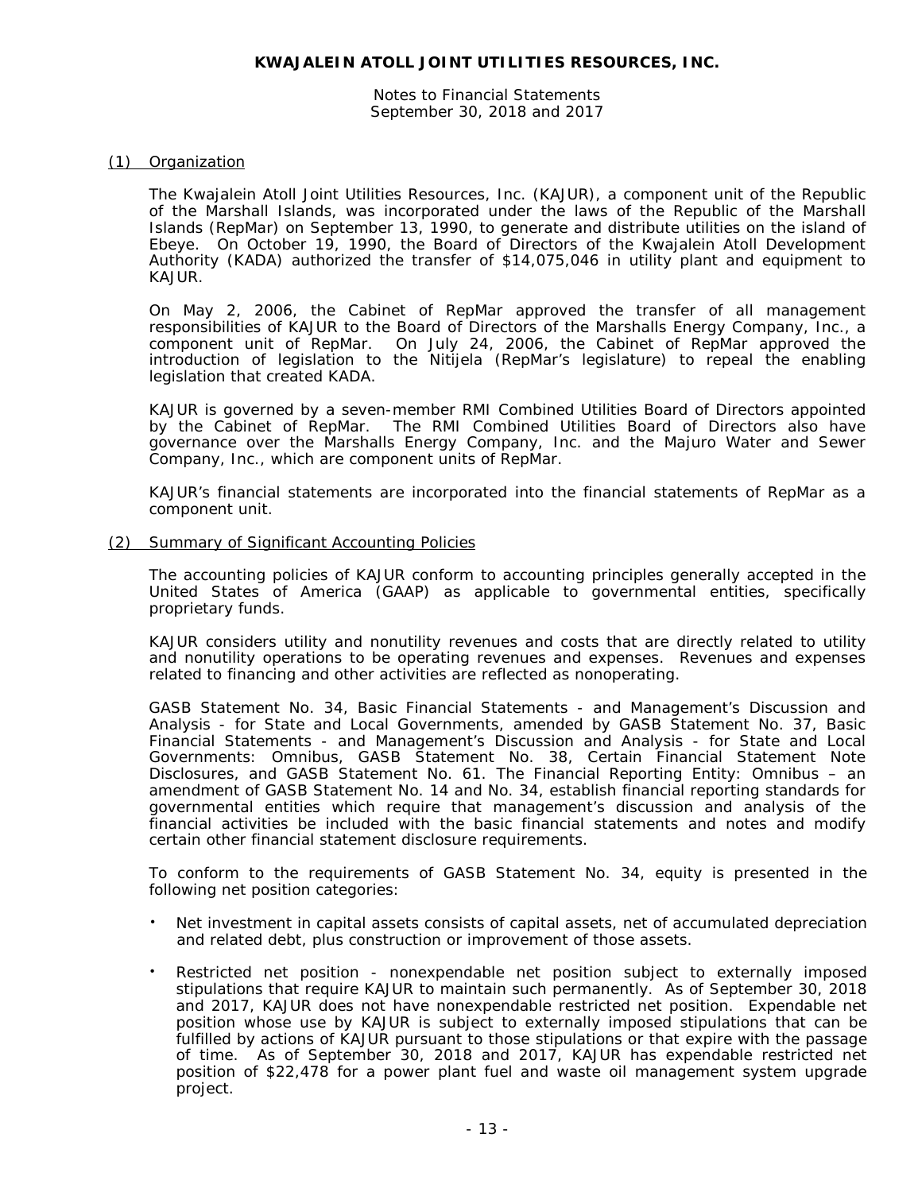# KWAJALEIN ATOLL JOINT UTILITIES RESOURCES, INC.

Notes to Financial Statements
September 30, 2018 and 2017

## (1) Organization

The Kwajalein Atoll Joint Utilities Resources, Inc. (KAJUR), a component unit of the Republic of the Marshall Islands, was incorporated under the laws of the Republic of the Marshall Islands (RepMar) on September 13, 1990, to generate and distribute utilities on the island of Ebeye. On October 19, 1990, the Board of Directors of the Kwajalein Atoll Development Authority (KADA) authorized the transfer of $14,075,046 in utility plant and equipment to KAJUR.

On May 2, 2006, the Cabinet of RepMar approved the transfer of all management responsibilities of KAJUR to the Board of Directors of the Marshalls Energy Company, Inc., a component unit of RepMar. On July 24, 2006, the Cabinet of RepMar approved the introduction of legislation to the Nitijela (RepMar's legislature) to repeal the enabling legislation that created KADA.

KAJUR is governed by a seven-member RMI Combined Utilities Board of Directors appointed by the Cabinet of RepMar. The RMI Combined Utilities Board of Directors also have governance over the Marshalls Energy Company, Inc. and the Majuro Water and Sewer Company, Inc., which are component units of RepMar.

KAJUR's financial statements are incorporated into the financial statements of RepMar as a component unit.

## (2) Summary of Significant Accounting Policies

The accounting policies of KAJUR conform to accounting principles generally accepted in the United States of America (GAAP) as applicable to governmental entities, specifically proprietary funds.

KAJUR considers utility and nonutility revenues and costs that are directly related to utility and nonutility operations to be operating revenues and expenses. Revenues and expenses related to financing and other activities are reflected as nonoperating.

GASB Statement No. 34, Basic Financial Statements - and Management's Discussion and Analysis - for State and Local Governments, amended by GASB Statement No. 37, Basic Financial Statements - and Management's Discussion and Analysis - for State and Local Governments: Omnibus, GASB Statement No. 38, Certain Financial Statement Note Disclosures, and GASB Statement No. 61. The Financial Reporting Entity: Omnibus – an amendment of GASB Statement No. 14 and No. 34, establish financial reporting standards for governmental entities which require that management's discussion and analysis of the financial activities be included with the basic financial statements and notes and modify certain other financial statement disclosure requirements.

To conform to the requirements of GASB Statement No. 34, equity is presented in the following net position categories:

- Net investment in capital assets consists of capital assets, net of accumulated depreciation and related debt, plus construction or improvement of those assets.
- Restricted net position - nonexpendable net position subject to externally imposed stipulations that require KAJUR to maintain such permanently. As of September 30, 2018 and 2017, KAJUR does not have nonexpendable restricted net position. Expendable net position whose use by KAJUR is subject to externally imposed stipulations that can be fulfilled by actions of KAJUR pursuant to those stipulations or that expire with the passage of time. As of September 30, 2018 and 2017, KAJUR has expendable restricted net position of $22,478 for a power plant fuel and waste oil management system upgrade project.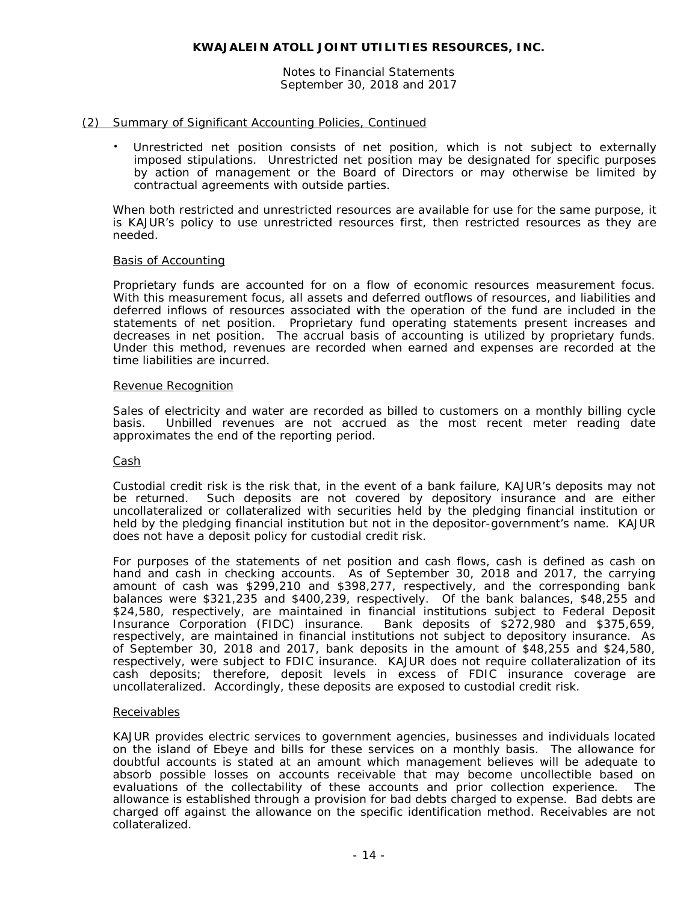## (2) Summary of Significant Accounting Policies, Continued

- Unrestricted net position consists of net position, which is not subject to externally imposed stipulations. Unrestricted net position may be designated for specific purposes by action of management or the Board of Directors or may otherwise be limited by contractual agreements with outside parties.

When both restricted and unrestricted resources are available for use for the same purpose, it is KAJUR's policy to use unrestricted resources first, then restricted resources as they are needed.

### Basis of Accounting

Proprietary funds are accounted for on a flow of economic resources measurement focus. With this measurement focus, all assets and deferred outflows of resources, and liabilities and deferred inflows of resources associated with the operation of the fund are included in the statements of net position. Proprietary fund operating statements present increases and decreases in net position. The accrual basis of accounting is utilized by proprietary funds. Under this method, revenues are recorded when earned and expenses are recorded at the time liabilities are incurred.

### Revenue Recognition

Sales of electricity and water are recorded as billed to customers on a monthly billing cycle basis. Unbilled revenues are not accrued as the most recent meter reading date approximates the end of the reporting period.

### Cash

Custodial credit risk is the risk that, in the event of a bank failure, KAJUR's deposits may not be returned. Such deposits are not covered by depository insurance and are either uncollateralized or collateralized with securities held by the pledging financial institution or held by the pledging financial institution but not in the depositor-government's name. KAJUR does not have a deposit policy for custodial credit risk.

For purposes of the statements of net position and cash flows, cash is defined as cash on hand and cash in checking accounts. As of September 30, 2018 and 2017, the carrying amount of cash was $299,210 and $398,277, respectively, and the corresponding bank balances were $321,235 and $400,239, respectively. Of the bank balances, $48,255 and $24,580, respectively, are maintained in financial institutions subject to Federal Deposit Insurance Corporation (FIDC) insurance. Bank deposits of $272,980 and $375,659, respectively, are maintained in financial institutions not subject to depository insurance. As of September 30, 2018 and 2017, bank deposits in the amount of $48,255 and $24,580, respectively, were subject to FDIC insurance. KAJUR does not require collateralization of its cash deposits; therefore, deposit levels in excess of FDIC insurance coverage are uncollateralized. Accordingly, these deposits are exposed to custodial credit risk.

### Receivables

KAJUR provides electric services to government agencies, businesses and individuals located on the island of Ebeye and bills for these services on a monthly basis. The allowance for doubtful accounts is stated at an amount which management believes will be adequate to absorb possible losses on accounts receivable that may become uncollectible based on evaluations of the collectability of these accounts and prior collection experience. The allowance is established through a provision for bad debts charged to expense. Bad debts are charged off against the allowance on the specific identification method. Receivables are not collateralized.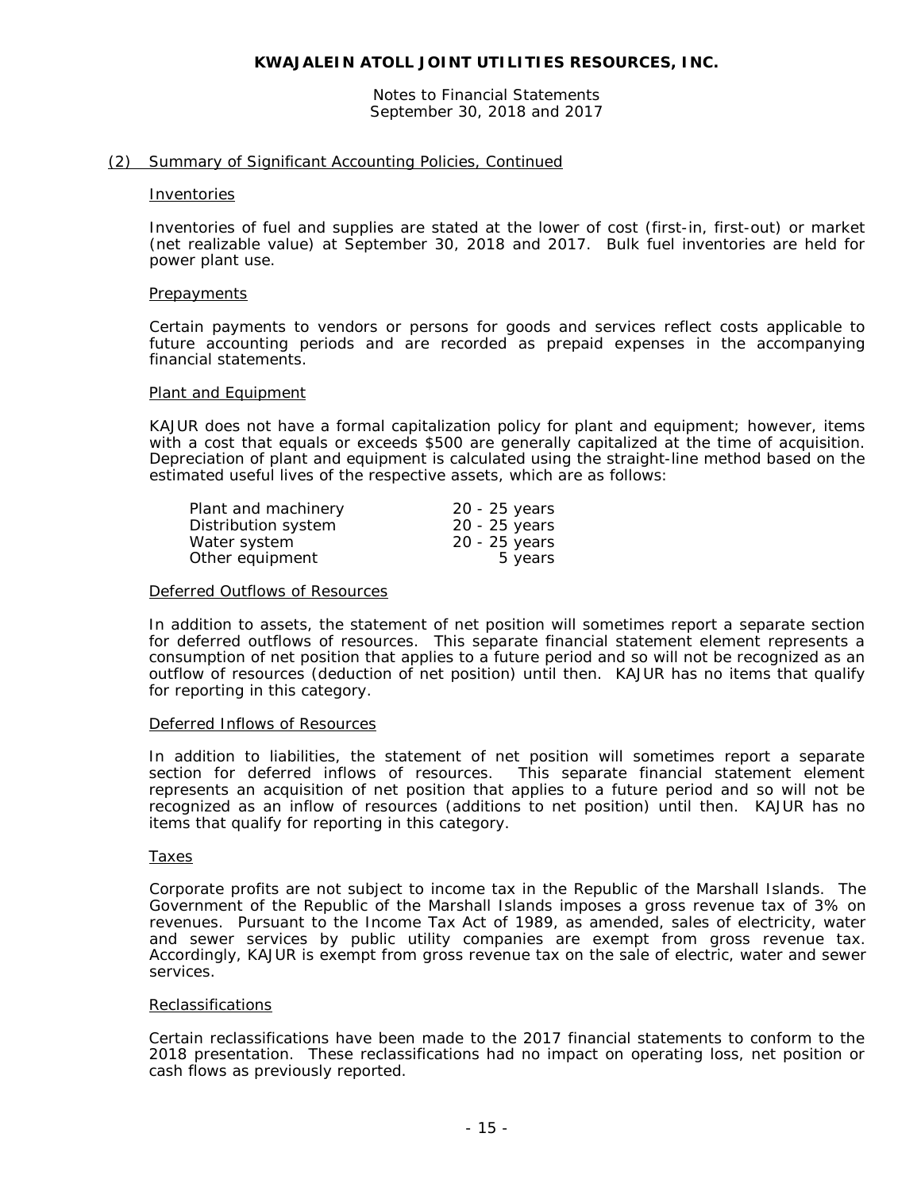## (2) Summary of Significant Accounting Policies, Continued

### Inventories

Inventories of fuel and supplies are stated at the lower of cost (first-in, first-out) or market (net realizable value) at September 30, 2018 and 2017. Bulk fuel inventories are held for power plant use.

### Prepayments

Certain payments to vendors or persons for goods and services reflect costs applicable to future accounting periods and are recorded as prepaid expenses in the accompanying financial statements.

### Plant and Equipment

KAJUR does not have a formal capitalization policy for plant and equipment; however, items with a cost that equals or exceeds $500 are generally capitalized at the time of acquisition. Depreciation of plant and equipment is calculated using the straight-line method based on the estimated useful lives of the respective assets, which are as follows:

| | |
|---|---|
| Plant and machinery | 20 - 25 years |
| Distribution system | 20 - 25 years |
| Water system | 20 - 25 years |
| Other equipment | 5 years |

### Deferred Outflows of Resources

In addition to assets, the statement of net position will sometimes report a separate section for deferred outflows of resources. This separate financial statement element represents a consumption of net position that applies to a future period and so will not be recognized as an outflow of resources (deduction of net position) until then. KAJUR has no items that qualify for reporting in this category.

### Deferred Inflows of Resources

In addition to liabilities, the statement of net position will sometimes report a separate section for deferred inflows of resources. This separate financial statement element represents an acquisition of net position that applies to a future period and so will not be recognized as an inflow of resources (additions to net position) until then. KAJUR has no items that qualify for reporting in this category.

### Taxes

Corporate profits are not subject to income tax in the Republic of the Marshall Islands. The Government of the Republic of the Marshall Islands imposes a gross revenue tax of 3% on revenues. Pursuant to the Income Tax Act of 1989, as amended, sales of electricity, water and sewer services by public utility companies are exempt from gross revenue tax. Accordingly, KAJUR is exempt from gross revenue tax on the sale of electric, water and sewer services.

### Reclassifications

Certain reclassifications have been made to the 2017 financial statements to conform to the 2018 presentation. These reclassifications had no impact on operating loss, net position or cash flows as previously reported.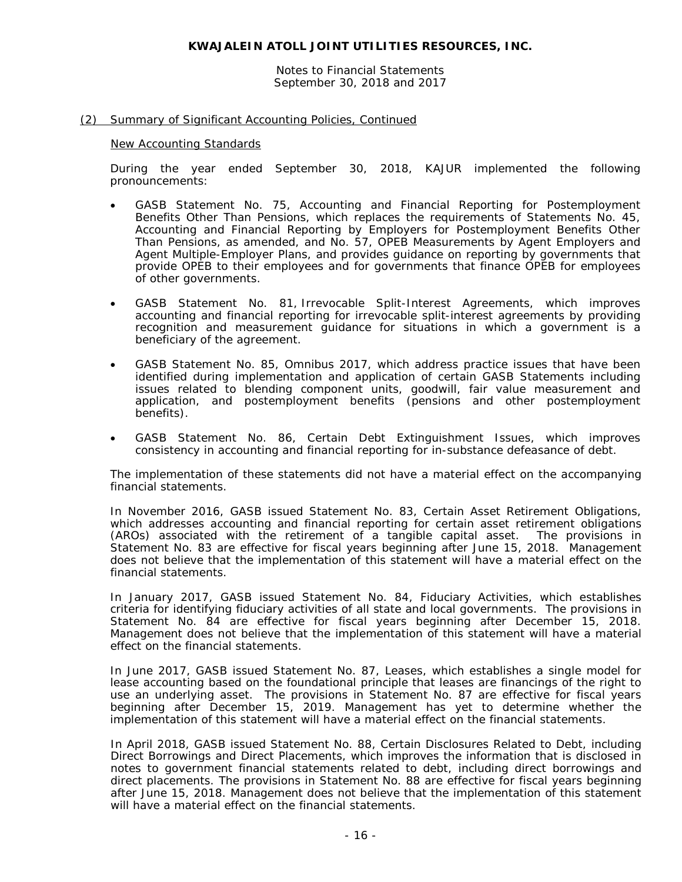## (2) Summary of Significant Accounting Policies, Continued

### New Accounting Standards

During the year ended September 30, 2018, KAJUR implemented the following pronouncements:

- GASB Statement No. 75, Accounting and Financial Reporting for Postemployment Benefits Other Than Pensions, which replaces the requirements of Statements No. 45, Accounting and Financial Reporting by Employers for Postemployment Benefits Other Than Pensions, as amended, and No. 57, OPEB Measurements by Agent Employers and Agent Multiple-Employer Plans, and provides guidance on reporting by governments that provide OPEB to their employees and for governments that finance OPEB for employees of other governments.

- GASB Statement No. 81, Irrevocable Split-Interest Agreements, which improves accounting and financial reporting for irrevocable split-interest agreements by providing recognition and measurement guidance for situations in which a government is a beneficiary of the agreement.

- GASB Statement No. 85, Omnibus 2017, which address practice issues that have been identified during implementation and application of certain GASB Statements including issues related to blending component units, goodwill, fair value measurement and application, and postemployment benefits (pensions and other postemployment benefits).

- GASB Statement No. 86, Certain Debt Extinguishment Issues, which improves consistency in accounting and financial reporting for in-substance defeasance of debt.

The implementation of these statements did not have a material effect on the accompanying financial statements.

In November 2016, GASB issued Statement No. 83, Certain Asset Retirement Obligations, which addresses accounting and financial reporting for certain asset retirement obligations (AROs) associated with the retirement of a tangible capital asset. The provisions in Statement No. 83 are effective for fiscal years beginning after June 15, 2018. Management does not believe that the implementation of this statement will have a material effect on the financial statements.

In January 2017, GASB issued Statement No. 84, Fiduciary Activities, which establishes criteria for identifying fiduciary activities of all state and local governments. The provisions in Statement No. 84 are effective for fiscal years beginning after December 15, 2018. Management does not believe that the implementation of this statement will have a material effect on the financial statements.

In June 2017, GASB issued Statement No. 87, Leases, which establishes a single model for lease accounting based on the foundational principle that leases are financings of the right to use an underlying asset. The provisions in Statement No. 87 are effective for fiscal years beginning after December 15, 2019. Management has yet to determine whether the implementation of this statement will have a material effect on the financial statements.

In April 2018, GASB issued Statement No. 88, Certain Disclosures Related to Debt, including Direct Borrowings and Direct Placements, which improves the information that is disclosed in notes to government financial statements related to debt, including direct borrowings and direct placements. The provisions in Statement No. 88 are effective for fiscal years beginning after June 15, 2018. Management does not believe that the implementation of this statement will have a material effect on the financial statements.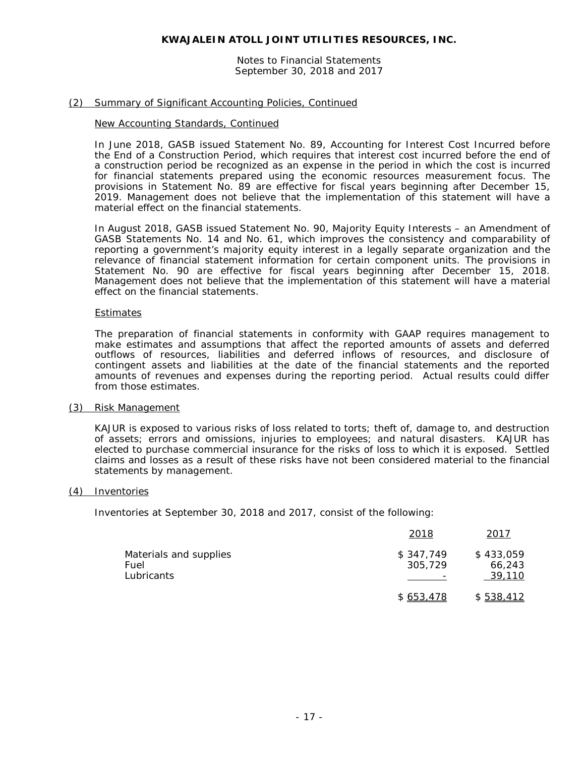**KWAJALEIN ATOLL JOINT UTILITIES RESOURCES, INC.**

Notes to Financial Statements
September 30, 2018 and 2017

## (2) Summary of Significant Accounting Policies, Continued

### New Accounting Standards, Continued

In June 2018, GASB issued Statement No. 89, Accounting for Interest Cost Incurred before the End of a Construction Period, which requires that interest cost incurred before the end of a construction period be recognized as an expense in the period in which the cost is incurred for financial statements prepared using the economic resources measurement focus. The provisions in Statement No. 89 are effective for fiscal years beginning after December 15, 2019. Management does not believe that the implementation of this statement will have a material effect on the financial statements.

In August 2018, GASB issued Statement No. 90, Majority Equity Interests – an Amendment of GASB Statements No. 14 and No. 61, which improves the consistency and comparability of reporting a government's majority equity interest in a legally separate organization and the relevance of financial statement information for certain component units. The provisions in Statement No. 90 are effective for fiscal years beginning after December 15, 2018. Management does not believe that the implementation of this statement will have a material effect on the financial statements.

### Estimates

The preparation of financial statements in conformity with GAAP requires management to make estimates and assumptions that affect the reported amounts of assets and deferred outflows of resources, liabilities and deferred inflows of resources, and disclosure of contingent assets and liabilities at the date of the financial statements and the reported amounts of revenues and expenses during the reporting period. Actual results could differ from those estimates.

## (3) Risk Management

KAJUR is exposed to various risks of loss related to torts; theft of, damage to, and destruction of assets; errors and omissions, injuries to employees; and natural disasters. KAJUR has elected to purchase commercial insurance for the risks of loss to which it is exposed. Settled claims and losses as a result of these risks have not been considered material to the financial statements by management.

## (4) Inventories

Inventories at September 30, 2018 and 2017, consist of the following:

| | 2018 | 2017 |
|---|---|---|
| Materials and supplies | $ 347,749 | $ 433,059 |
| Fuel | 305,729 | 66,243 |
| Lubricants | - | 39,110 |
| | $ 653,478 | $ 538,412 |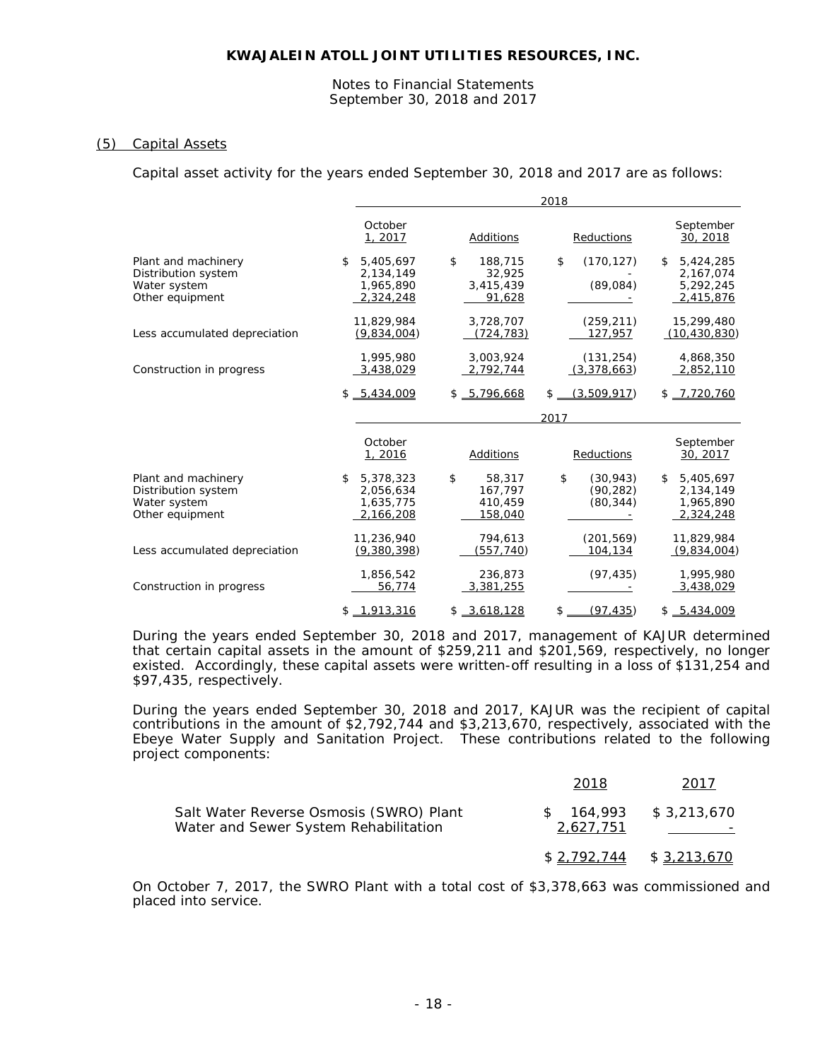### (5) Capital Assets

Capital asset activity for the years ended September 30, 2018 and 2017 are as follows:

| | 2018 | | | |
|---|---|---|---|---|
| | October 1, 2017 | Additions | Reductions | September 30, 2018 |
| Plant and machinery | $ 5,405,697 | $ 188,715 | $ (170,127) | $ 5,424,285 |
| Distribution system | 2,134,149 | 32,925 | - | 2,167,074 |
| Water system | 1,965,890 | 3,415,439 | (89,084) | 5,292,245 |
| Other equipment | 2,324,248 | 91,628 | - | 2,415,876 |
| | 11,829,984 | 3,728,707 | (259,211) | 15,299,480 |
| Less accumulated depreciation | (9,834,004) | (724,783) | 127,957 | (10,430,830) |
| | 1,995,980 | 3,003,924 | (131,254) | 4,868,350 |
| Construction in progress | 3,438,029 | 2,792,744 | (3,378,663) | 2,852,110 |
| | $ 5,434,009 | $ 5,796,668 | $ (3,509,917) | $ 7,720,760 |

| | 2017 | | | |
|---|---|---|---|---|
| | October 1, 2016 | Additions | Reductions | September 30, 2017 |
| Plant and machinery | $ 5,378,323 | $ 58,317 | $ (30,943) | $ 5,405,697 |
| Distribution system | 2,056,634 | 167,797 | (90,282) | 2,134,149 |
| Water system | 1,635,775 | 410,459 | (80,344) | 1,965,890 |
| Other equipment | 2,166,208 | 158,040 | - | 2,324,248 |
| | 11,236,940 | 794,613 | (201,569) | 11,829,984 |
| Less accumulated depreciation | (9,380,398) | (557,740) | 104,134 | (9,834,004) |
| | 1,856,542 | 236,873 | (97,435) | 1,995,980 |
| Construction in progress | 56,774 | 3,381,255 | - | 3,438,029 |
| | $ 1,913,316 | $ 3,618,128 | $ (97,435) | $ 5,434,009 |

During the years ended September 30, 2018 and 2017, management of KAJUR determined that certain capital assets in the amount of $259,211 and $201,569, respectively, no longer existed. Accordingly, these capital assets were written-off resulting in a loss of $131,254 and $97,435, respectively.

During the years ended September 30, 2018 and 2017, KAJUR was the recipient of capital contributions in the amount of $2,792,744 and $3,213,670, respectively, associated with the Ebeye Water Supply and Sanitation Project. These contributions related to the following project components:

| | 2018 | 2017 |
|---|---|---|
| Salt Water Reverse Osmosis (SWRO) Plant | $ 164,993 | $ 3,213,670 |
| Water and Sewer System Rehabilitation | 2,627,751 | - |
| | $ 2,792,744 | $ 3,213,670 |

On October 7, 2017, the SWRO Plant with a total cost of $3,378,663 was commissioned and placed into service.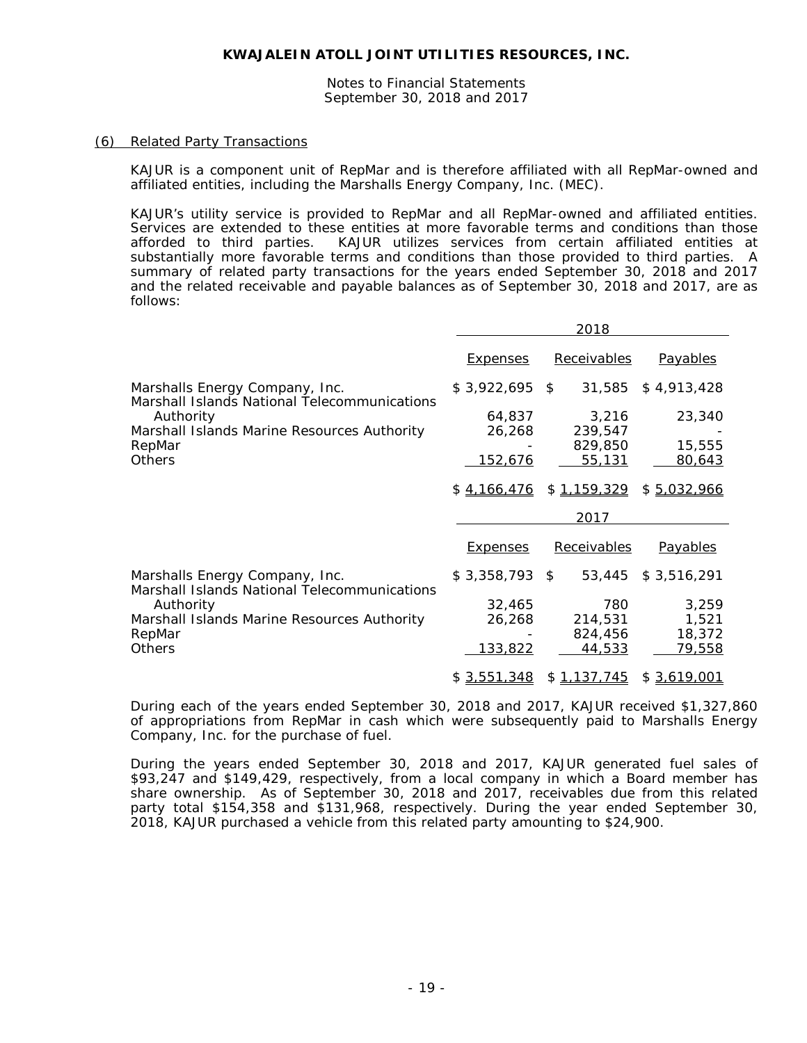# KWAJALEIN ATOLL JOINT UTILITIES RESOURCES, INC.

Notes to Financial Statements
September 30, 2018 and 2017

## (6) Related Party Transactions

KAJUR is a component unit of RepMar and is therefore affiliated with all RepMar-owned and affiliated entities, including the Marshalls Energy Company, Inc. (MEC).

KAJUR's utility service is provided to RepMar and all RepMar-owned and affiliated entities. Services are extended to these entities at more favorable terms and conditions than those afforded to third parties. KAJUR utilizes services from certain affiliated entities at substantially more favorable terms and conditions than those provided to third parties. A summary of related party transactions for the years ended September 30, 2018 and 2017 and the related receivable and payable balances as of September 30, 2018 and 2017, are as follows:

| | 2018 | | |
|---|---|---|---|
| | Expenses | Receivables | Payables |
| Marshalls Energy Company, Inc. | $ 3,922,695 | $ 31,585 | $ 4,913,428 |
| Marshall Islands National Telecommunications Authority | 64,837 | 3,216 | 23,340 |
| Marshall Islands Marine Resources Authority | 26,268 | 239,547 | - |
| RepMar | - | 829,850 | 15,555 |
| Others | 152,676 | 55,131 | 80,643 |
| | $ 4,166,476 | $ 1,159,329 | $ 5,032,966 |

| | 2017 | | |
|---|---|---|---|
| | Expenses | Receivables | Payables |
| Marshalls Energy Company, Inc. | $ 3,358,793 | $ 53,445 | $ 3,516,291 |
| Marshall Islands National Telecommunications Authority | 32,465 | 780 | 3,259 |
| Marshall Islands Marine Resources Authority | 26,268 | 214,531 | 1,521 |
| RepMar | - | 824,456 | 18,372 |
| Others | 133,822 | 44,533 | 79,558 |
| | $ 3,551,348 | $ 1,137,745 | $ 3,619,001 |

During each of the years ended September 30, 2018 and 2017, KAJUR received $1,327,860 of appropriations from RepMar in cash which were subsequently paid to Marshalls Energy Company, Inc. for the purchase of fuel.

During the years ended September 30, 2018 and 2017, KAJUR generated fuel sales of $93,247 and $149,429, respectively, from a local company in which a Board member has share ownership. As of September 30, 2018 and 2017, receivables due from this related party total $154,358 and $131,968, respectively. During the year ended September 30, 2018, KAJUR purchased a vehicle from this related party amounting to $24,900.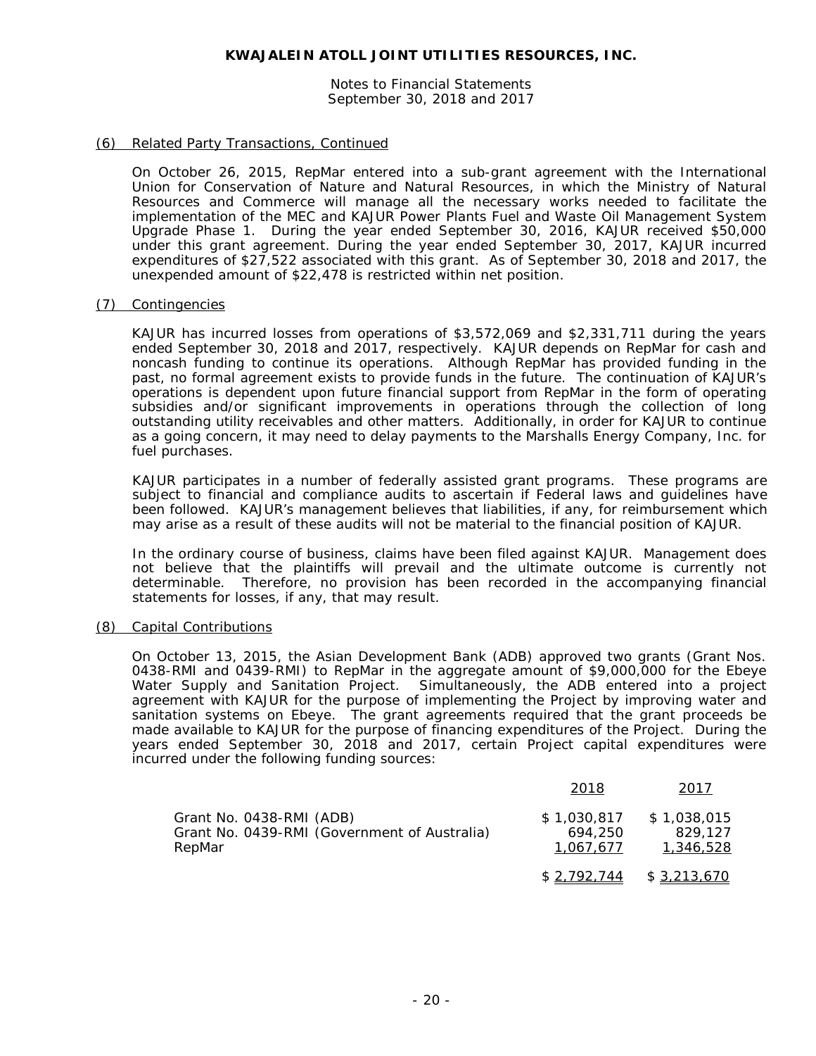(6) Related Party Transactions, Continued

On October 26, 2015, RepMar entered into a sub-grant agreement with the International Union for Conservation of Nature and Natural Resources, in which the Ministry of Natural Resources and Commerce will manage all the necessary works needed to facilitate the implementation of the MEC and KAJUR Power Plants Fuel and Waste Oil Management System Upgrade Phase 1. During the year ended September 30, 2016, KAJUR received $50,000 under this grant agreement. During the year ended September 30, 2017, KAJUR incurred expenditures of $27,522 associated with this grant. As of September 30, 2018 and 2017, the unexpended amount of $22,478 is restricted within net position.

(7) Contingencies

KAJUR has incurred losses from operations of $3,572,069 and $2,331,711 during the years ended September 30, 2018 and 2017, respectively. KAJUR depends on RepMar for cash and noncash funding to continue its operations. Although RepMar has provided funding in the past, no formal agreement exists to provide funds in the future. The continuation of KAJUR's operations is dependent upon future financial support from RepMar in the form of operating subsidies and/or significant improvements in operations through the collection of long outstanding utility receivables and other matters. Additionally, in order for KAJUR to continue as a going concern, it may need to delay payments to the Marshalls Energy Company, Inc. for fuel purchases.

KAJUR participates in a number of federally assisted grant programs. These programs are subject to financial and compliance audits to ascertain if Federal laws and guidelines have been followed. KAJUR's management believes that liabilities, if any, for reimbursement which may arise as a result of these audits will not be material to the financial position of KAJUR.

In the ordinary course of business, claims have been filed against KAJUR. Management does not believe that the plaintiffs will prevail and the ultimate outcome is currently not determinable. Therefore, no provision has been recorded in the accompanying financial statements for losses, if any, that may result.

(8) Capital Contributions

On October 13, 2015, the Asian Development Bank (ADB) approved two grants (Grant Nos. 0438-RMI and 0439-RMI) to RepMar in the aggregate amount of $9,000,000 for the Ebeye Water Supply and Sanitation Project. Simultaneously, the ADB entered into a project agreement with KAJUR for the purpose of implementing the Project by improving water and sanitation systems on Ebeye. The grant agreements required that the grant proceeds be made available to KAJUR for the purpose of financing expenditures of the Project. During the years ended September 30, 2018 and 2017, certain Project capital expenditures were incurred under the following funding sources:

| | 2018 | 2017 |
|---|---|---|
| Grant No. 0438-RMI (ADB) | $ 1,030,817 | $ 1,038,015 |
| Grant No. 0439-RMI (Government of Australia) | 694,250 | 829,127 |
| RepMar | 1,067,677 | 1,346,528 |
| | $ 2,792,744 | $ 3,213,670 |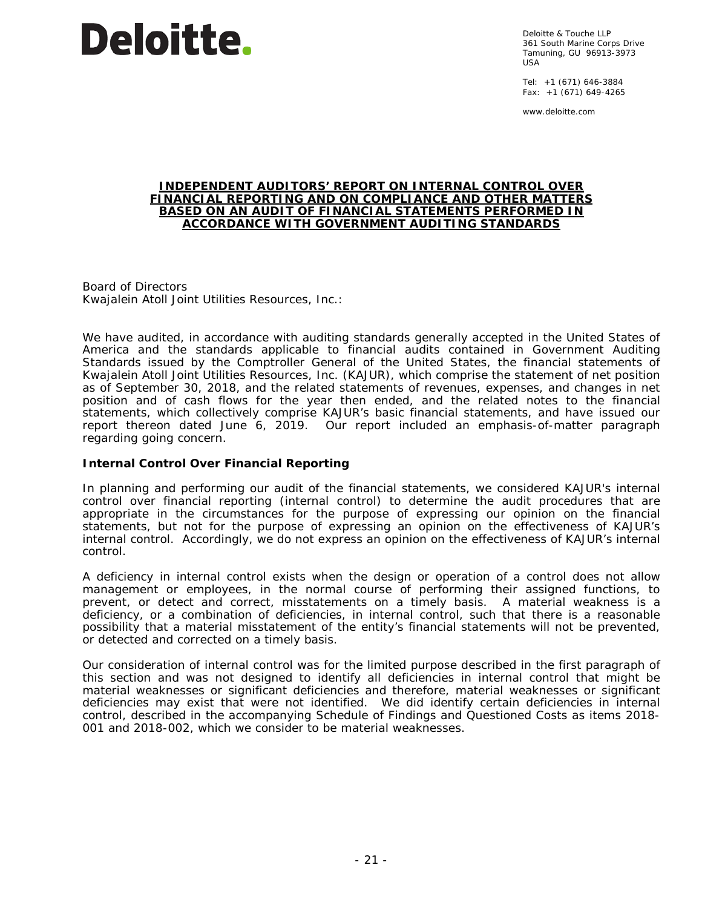Deloitte.

Deloitte & Touche LLP
361 South Marine Corps Drive
Tamuning, GU 96913-3973
USA

Tel: +1 (671) 646-3884
Fax: +1 (671) 649-4265

www.deloitte.com

# INDEPENDENT AUDITORS' REPORT ON INTERNAL CONTROL OVER FINANCIAL REPORTING AND ON COMPLIANCE AND OTHER MATTERS BASED ON AN AUDIT OF FINANCIAL STATEMENTS PERFORMED IN ACCORDANCE WITH GOVERNMENT AUDITING STANDARDS

Board of Directors
Kwajalein Atoll Joint Utilities Resources, Inc.:

We have audited, in accordance with auditing standards generally accepted in the United States of America and the standards applicable to financial audits contained in Government Auditing Standards issued by the Comptroller General of the United States, the financial statements of Kwajalein Atoll Joint Utilities Resources, Inc. (KAJUR), which comprise the statement of net position as of September 30, 2018, and the related statements of revenues, expenses, and changes in net position and of cash flows for the year then ended, and the related notes to the financial statements, which collectively comprise KAJUR's basic financial statements, and have issued our report thereon dated June 6, 2019. Our report included an emphasis-of-matter paragraph regarding going concern.

**Internal Control Over Financial Reporting**

In planning and performing our audit of the financial statements, we considered KAJUR's internal control over financial reporting (internal control) to determine the audit procedures that are appropriate in the circumstances for the purpose of expressing our opinion on the financial statements, but not for the purpose of expressing an opinion on the effectiveness of KAJUR's internal control. Accordingly, we do not express an opinion on the effectiveness of KAJUR's internal control.

A deficiency in internal control exists when the design or operation of a control does not allow management or employees, in the normal course of performing their assigned functions, to prevent, or detect and correct, misstatements on a timely basis. A material weakness is a deficiency, or a combination of deficiencies, in internal control, such that there is a reasonable possibility that a material misstatement of the entity's financial statements will not be prevented, or detected and corrected on a timely basis.

Our consideration of internal control was for the limited purpose described in the first paragraph of this section and was not designed to identify all deficiencies in internal control that might be material weaknesses or significant deficiencies and therefore, material weaknesses or significant deficiencies may exist that were not identified. We did identify certain deficiencies in internal control, described in the accompanying Schedule of Findings and Questioned Costs as items 2018-001 and 2018-002, which we consider to be material weaknesses.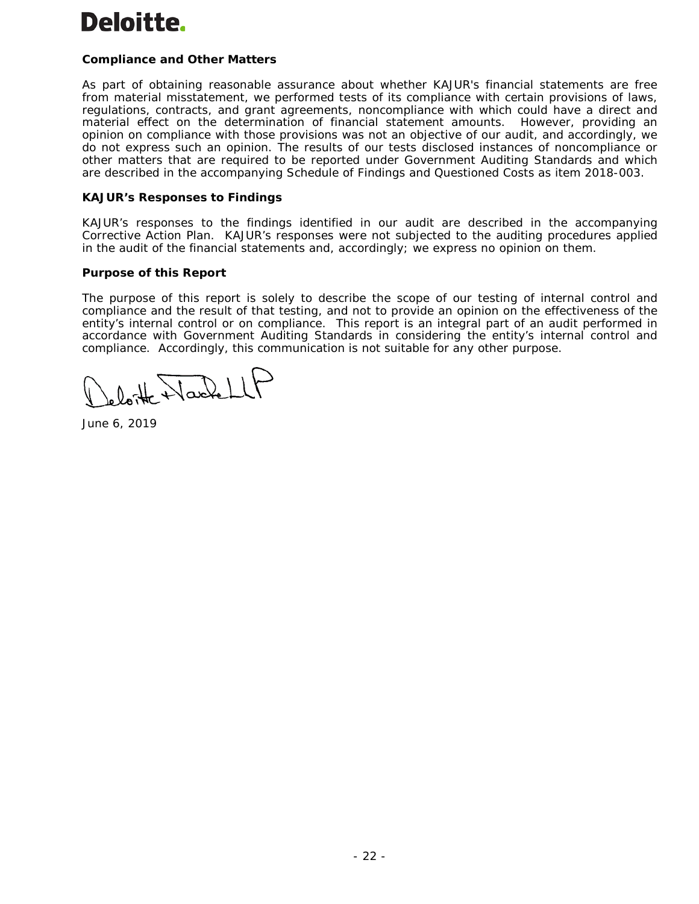## Compliance and Other Matters

As part of obtaining reasonable assurance about whether KAJUR's financial statements are free from material misstatement, we performed tests of its compliance with certain provisions of laws, regulations, contracts, and grant agreements, noncompliance with which could have a direct and material effect on the determination of financial statement amounts. However, providing an opinion on compliance with those provisions was not an objective of our audit, and accordingly, we do not express such an opinion. The results of our tests disclosed instances of noncompliance or other matters that are required to be reported under Government Auditing Standards and which are described in the accompanying Schedule of Findings and Questioned Costs as item 2018-003.

## KAJUR's Responses to Findings

KAJUR's responses to the findings identified in our audit are described in the accompanying Corrective Action Plan. KAJUR's responses were not subjected to the auditing procedures applied in the audit of the financial statements and, accordingly; we express no opinion on them.

## Purpose of this Report

The purpose of this report is solely to describe the scope of our testing of internal control and compliance and the result of that testing, and not to provide an opinion on the effectiveness of the entity's internal control or on compliance. This report is an integral part of an audit performed in accordance with Government Auditing Standards in considering the entity's internal control and compliance. Accordingly, this communication is not suitable for any other purpose.

Deloitte & Touche LLP

June 6, 2019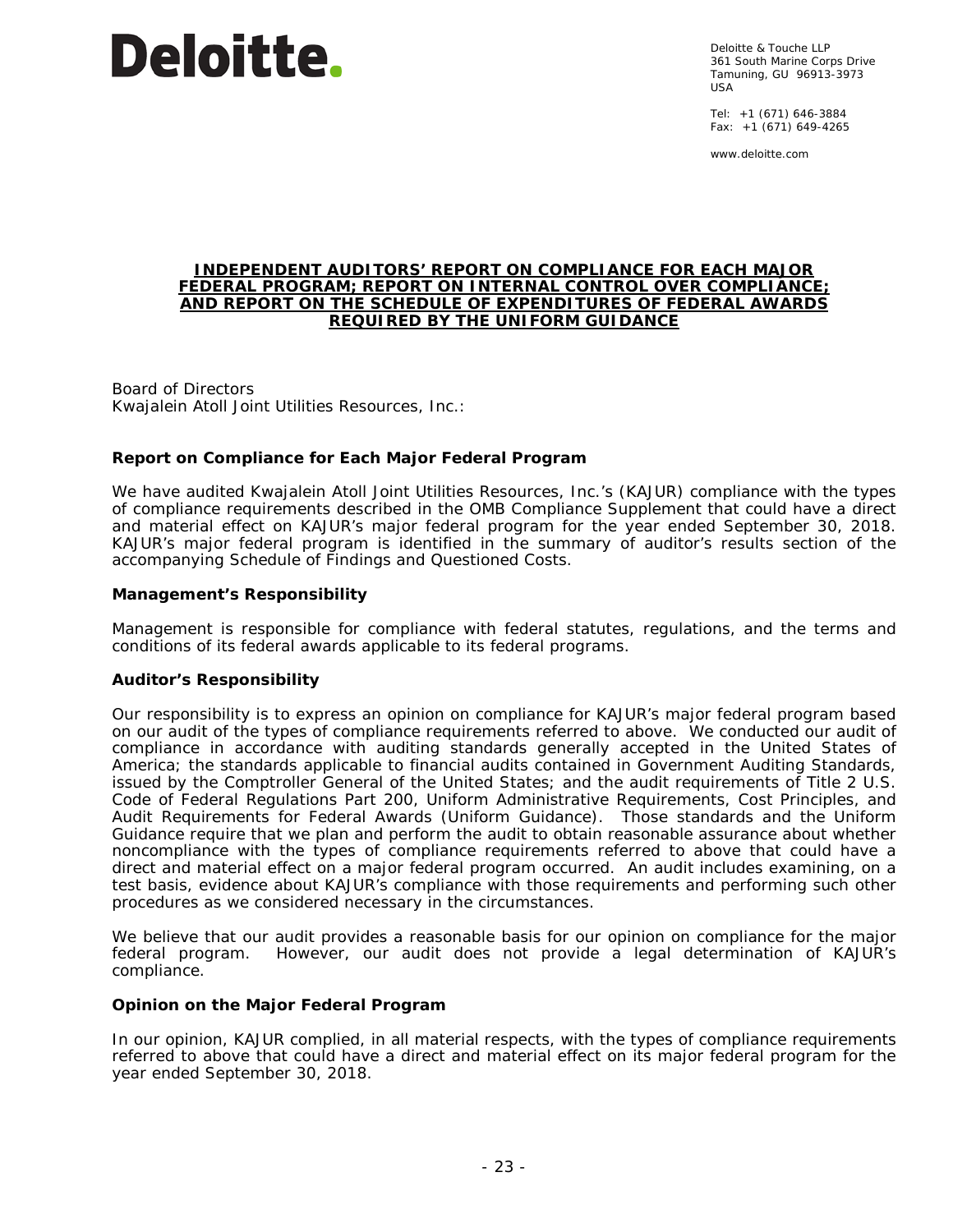Deloitte & Touche LLP
361 South Marine Corps Drive
Tamuning, GU 96913-3973
USA

Tel: +1 (671) 646-3884
Fax: +1 (671) 649-4265

www.deloitte.com

# INDEPENDENT AUDITORS' REPORT ON COMPLIANCE FOR EACH MAJOR FEDERAL PROGRAM; REPORT ON INTERNAL CONTROL OVER COMPLIANCE; AND REPORT ON THE SCHEDULE OF EXPENDITURES OF FEDERAL AWARDS REQUIRED BY THE UNIFORM GUIDANCE

Board of Directors
Kwajalein Atoll Joint Utilities Resources, Inc.:

## Report on Compliance for Each Major Federal Program

We have audited Kwajalein Atoll Joint Utilities Resources, Inc.'s (KAJUR) compliance with the types of compliance requirements described in the OMB Compliance Supplement that could have a direct and material effect on KAJUR's major federal program for the year ended September 30, 2018. KAJUR's major federal program is identified in the summary of auditor's results section of the accompanying Schedule of Findings and Questioned Costs.

### Management's Responsibility

Management is responsible for compliance with federal statutes, regulations, and the terms and conditions of its federal awards applicable to its federal programs.

### Auditor's Responsibility

Our responsibility is to express an opinion on compliance for KAJUR's major federal program based on our audit of the types of compliance requirements referred to above. We conducted our audit of compliance in accordance with auditing standards generally accepted in the United States of America; the standards applicable to financial audits contained in Government Auditing Standards, issued by the Comptroller General of the United States; and the audit requirements of Title 2 U.S. Code of Federal Regulations Part 200, Uniform Administrative Requirements, Cost Principles, and Audit Requirements for Federal Awards (Uniform Guidance). Those standards and the Uniform Guidance require that we plan and perform the audit to obtain reasonable assurance about whether noncompliance with the types of compliance requirements referred to above that could have a direct and material effect on a major federal program occurred. An audit includes examining, on a test basis, evidence about KAJUR's compliance with those requirements and performing such other procedures as we considered necessary in the circumstances.

We believe that our audit provides a reasonable basis for our opinion on compliance for the major federal program. However, our audit does not provide a legal determination of KAJUR's compliance.

### Opinion on the Major Federal Program

In our opinion, KAJUR complied, in all material respects, with the types of compliance requirements referred to above that could have a direct and material effect on its major federal program for the year ended September 30, 2018.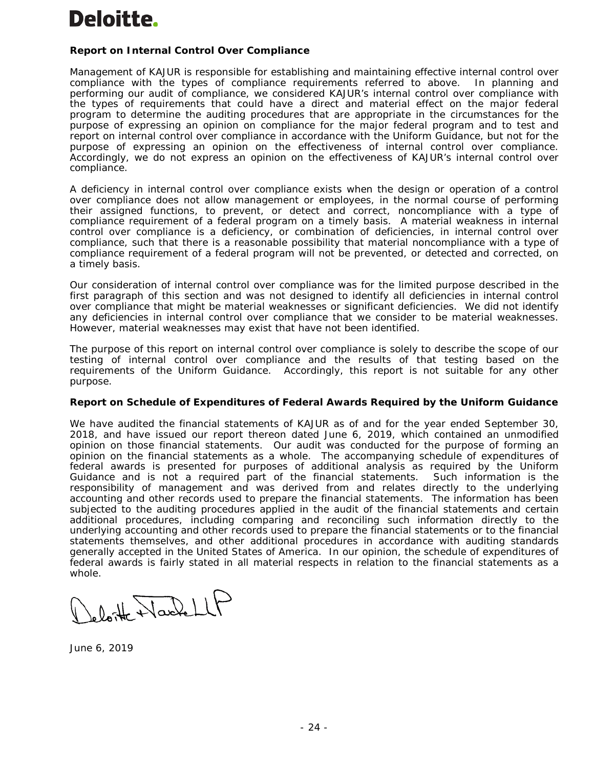Deloitte.

## Report on Internal Control Over Compliance

Management of KAJUR is responsible for establishing and maintaining effective internal control over compliance with the types of compliance requirements referred to above. In planning and performing our audit of compliance, we considered KAJUR's internal control over compliance with the types of requirements that could have a direct and material effect on the major federal program to determine the auditing procedures that are appropriate in the circumstances for the purpose of expressing an opinion on compliance for the major federal program and to test and report on internal control over compliance in accordance with the Uniform Guidance, but not for the purpose of expressing an opinion on the effectiveness of internal control over compliance. Accordingly, we do not express an opinion on the effectiveness of KAJUR's internal control over compliance.

A deficiency in internal control over compliance exists when the design or operation of a control over compliance does not allow management or employees, in the normal course of performing their assigned functions, to prevent, or detect and correct, noncompliance with a type of compliance requirement of a federal program on a timely basis. A material weakness in internal control over compliance is a deficiency, or combination of deficiencies, in internal control over compliance, such that there is a reasonable possibility that material noncompliance with a type of compliance requirement of a federal program will not be prevented, or detected and corrected, on a timely basis.

Our consideration of internal control over compliance was for the limited purpose described in the first paragraph of this section and was not designed to identify all deficiencies in internal control over compliance that might be material weaknesses or significant deficiencies. We did not identify any deficiencies in internal control over compliance that we consider to be material weaknesses. However, material weaknesses may exist that have not been identified.

The purpose of this report on internal control over compliance is solely to describe the scope of our testing of internal control over compliance and the results of that testing based on the requirements of the Uniform Guidance. Accordingly, this report is not suitable for any other purpose.

## Report on Schedule of Expenditures of Federal Awards Required by the Uniform Guidance

We have audited the financial statements of KAJUR as of and for the year ended September 30, 2018, and have issued our report thereon dated June 6, 2019, which contained an unmodified opinion on those financial statements. Our audit was conducted for the purpose of forming an opinion on the financial statements as a whole. The accompanying schedule of expenditures of federal awards is presented for purposes of additional analysis as required by the Uniform Guidance and is not a required part of the financial statements. Such information is the responsibility of management and was derived from and relates directly to the underlying accounting and other records used to prepare the financial statements. The information has been subjected to the auditing procedures applied in the audit of the financial statements and certain additional procedures, including comparing and reconciling such information directly to the underlying accounting and other records used to prepare the financial statements or to the financial statements themselves, and other additional procedures in accordance with auditing standards generally accepted in the United States of America. In our opinion, the schedule of expenditures of federal awards is fairly stated in all material respects in relation to the financial statements as a whole.

Deloitte & Touche LLP

June 6, 2019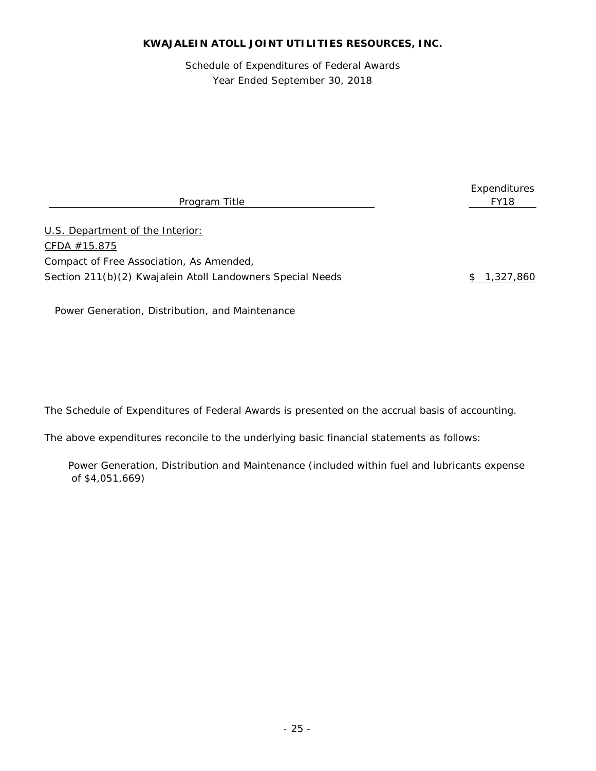**KWAJALEIN ATOLL JOINT UTILITIES RESOURCES, INC.**

Schedule of Expenditures of Federal Awards
Year Ended September 30, 2018

| Program Title | Expenditures FY18 |
|---|---|
| U.S. Department of the Interior: | |
| CFDA #15.875 | |
| Compact of Free Association, As Amended, | |
| Section 211(b)(2) Kwajalein Atoll Landowners Special Needs | $ 1,327,860 |
| Power Generation, Distribution, and Maintenance | |

The Schedule of Expenditures of Federal Awards is presented on the accrual basis of accounting.

The above expenditures reconcile to the underlying basic financial statements as follows:

Power Generation, Distribution and Maintenance (included within fuel and lubricants expense of $4,051,669)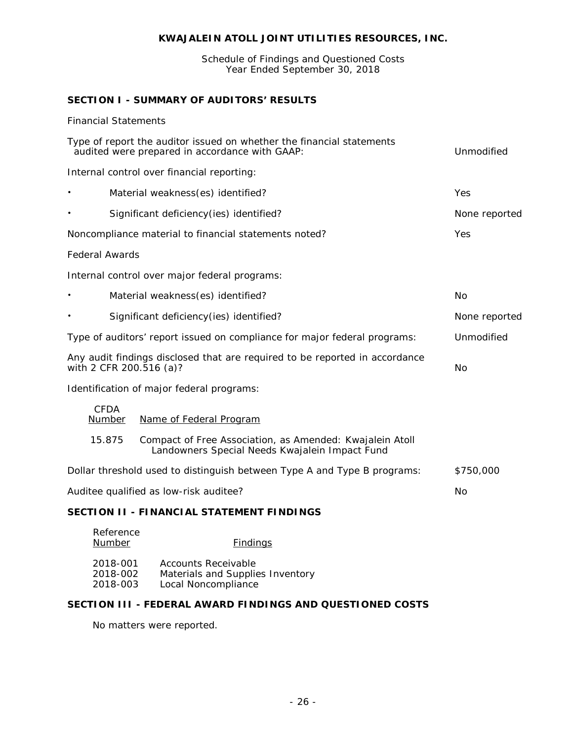# KWAJALEIN ATOLL JOINT UTILITIES RESOURCES, INC.

Schedule of Findings and Questioned Costs
Year Ended September 30, 2018

## SECTION I - SUMMARY OF AUDITORS' RESULTS

Financial Statements

| | |
|---|---|
| Type of report the auditor issued on whether the financial statements audited were prepared in accordance with GAAP: | Unmodified |
| Internal control over financial reporting: | |
| • Material weakness(es) identified? | Yes |
| • Significant deficiency(ies) identified? | None reported |
| Noncompliance material to financial statements noted? | Yes |

Federal Awards

| | |
|---|---|
| Internal control over major federal programs: | |
| • Material weakness(es) identified? | No |
| • Significant deficiency(ies) identified? | None reported |
| Type of auditors' report issued on compliance for major federal programs: | Unmodified |
| Any audit findings disclosed that are required to be reported in accordance with 2 CFR 200.516 (a)? | No |

Identification of major federal programs:

| CFDA Number | Name of Federal Program |
|---|---|
| 15.875 | Compact of Free Association, as Amended: Kwajalein Atoll Landowners Special Needs Kwajalein Impact Fund |

| | |
|---|---|
| Dollar threshold used to distinguish between Type A and Type B programs: | $750,000 |
| Auditee qualified as low-risk auditee? | No |

## SECTION II - FINANCIAL STATEMENT FINDINGS

| Reference Number | Findings |
|---|---|
| 2018-001 | Accounts Receivable |
| 2018-002 | Materials and Supplies Inventory |
| 2018-003 | Local Noncompliance |

## SECTION III - FEDERAL AWARD FINDINGS AND QUESTIONED COSTS

No matters were reported.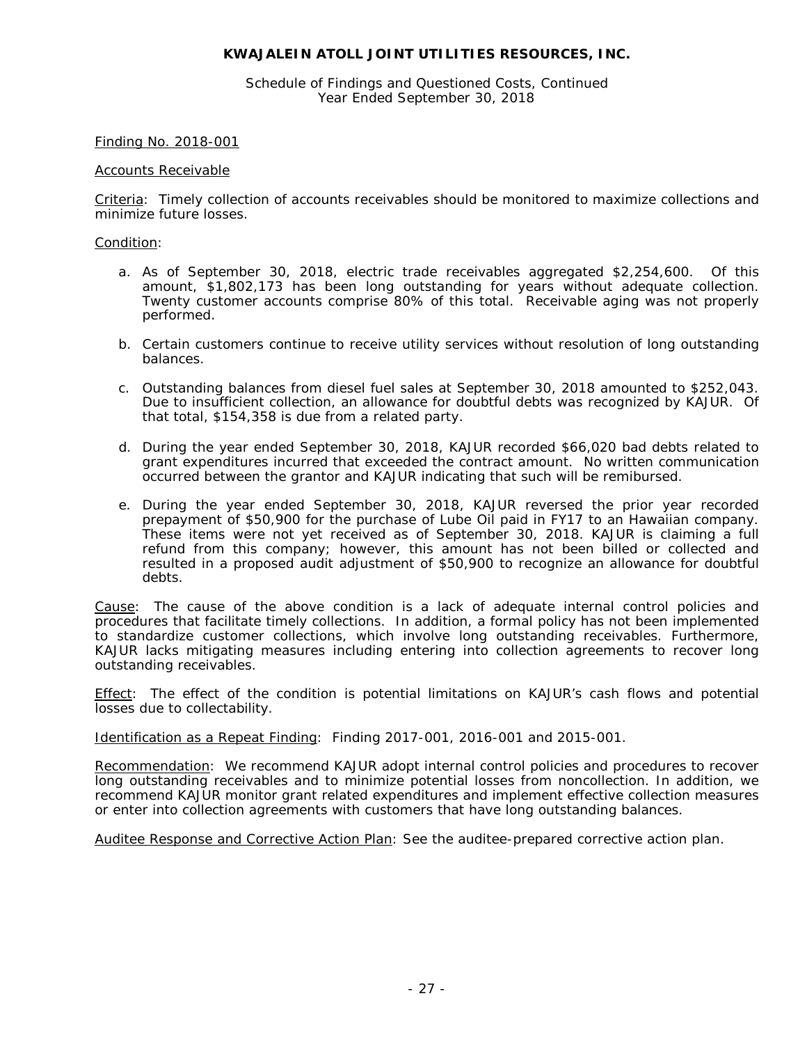**KWAJALEIN ATOLL JOINT UTILITIES RESOURCES, INC.**

Schedule of Findings and Questioned Costs, Continued
Year Ended September 30, 2018

Finding No. 2018-001

Accounts Receivable

Criteria: Timely collection of accounts receivables should be monitored to maximize collections and minimize future losses.

Condition:

a. As of September 30, 2018, electric trade receivables aggregated $2,254,600. Of this amount, $1,802,173 has been long outstanding for years without adequate collection. Twenty customer accounts comprise 80% of this total. Receivable aging was not properly performed.

b. Certain customers continue to receive utility services without resolution of long outstanding balances.

c. Outstanding balances from diesel fuel sales at September 30, 2018 amounted to $252,043. Due to insufficient collection, an allowance for doubtful debts was recognized by KAJUR. Of that total, $154,358 is due from a related party.

d. During the year ended September 30, 2018, KAJUR recorded $66,020 bad debts related to grant expenditures incurred that exceeded the contract amount. No written communication occurred between the grantor and KAJUR indicating that such will be remibursed.

e. During the year ended September 30, 2018, KAJUR reversed the prior year recorded prepayment of $50,900 for the purchase of Lube Oil paid in FY17 to an Hawaiian company. These items were not yet received as of September 30, 2018. KAJUR is claiming a full refund from this company; however, this amount has not been billed or collected and resulted in a proposed audit adjustment of $50,900 to recognize an allowance for doubtful debts.

Cause: The cause of the above condition is a lack of adequate internal control policies and procedures that facilitate timely collections. In addition, a formal policy has not been implemented to standardize customer collections, which involve long outstanding receivables. Furthermore, KAJUR lacks mitigating measures including entering into collection agreements to recover long outstanding receivables.

Effect: The effect of the condition is potential limitations on KAJUR's cash flows and potential losses due to collectability.

Identification as a Repeat Finding: Finding 2017-001, 2016-001 and 2015-001.

Recommendation: We recommend KAJUR adopt internal control policies and procedures to recover long outstanding receivables and to minimize potential losses from noncollection. In addition, we recommend KAJUR monitor grant related expenditures and implement effective collection measures or enter into collection agreements with customers that have long outstanding balances.

Auditee Response and Corrective Action Plan: See the auditee-prepared corrective action plan.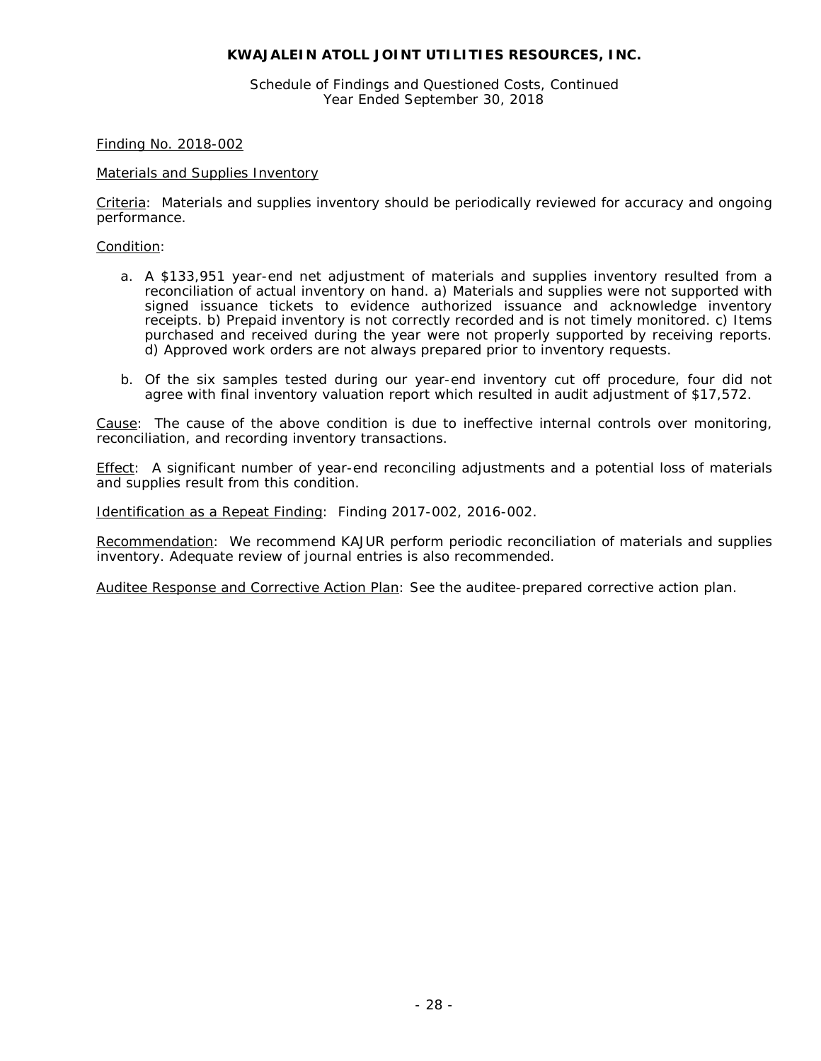**KWAJALEIN ATOLL JOINT UTILITIES RESOURCES, INC.**

Schedule of Findings and Questioned Costs, Continued
Year Ended September 30, 2018

Finding No. 2018-002

Materials and Supplies Inventory

Criteria: Materials and supplies inventory should be periodically reviewed for accuracy and ongoing performance.

Condition:

a. A $133,951 year-end net adjustment of materials and supplies inventory resulted from a reconciliation of actual inventory on hand. a) Materials and supplies were not supported with signed issuance tickets to evidence authorized issuance and acknowledge inventory receipts. b) Prepaid inventory is not correctly recorded and is not timely monitored. c) Items purchased and received during the year were not properly supported by receiving reports. d) Approved work orders are not always prepared prior to inventory requests.

b. Of the six samples tested during our year-end inventory cut off procedure, four did not agree with final inventory valuation report which resulted in audit adjustment of $17,572.

Cause: The cause of the above condition is due to ineffective internal controls over monitoring, reconciliation, and recording inventory transactions.

Effect: A significant number of year-end reconciling adjustments and a potential loss of materials and supplies result from this condition.

Identification as a Repeat Finding: Finding 2017-002, 2016-002.

Recommendation: We recommend KAJUR perform periodic reconciliation of materials and supplies inventory. Adequate review of journal entries is also recommended.

Auditee Response and Corrective Action Plan: See the auditee-prepared corrective action plan.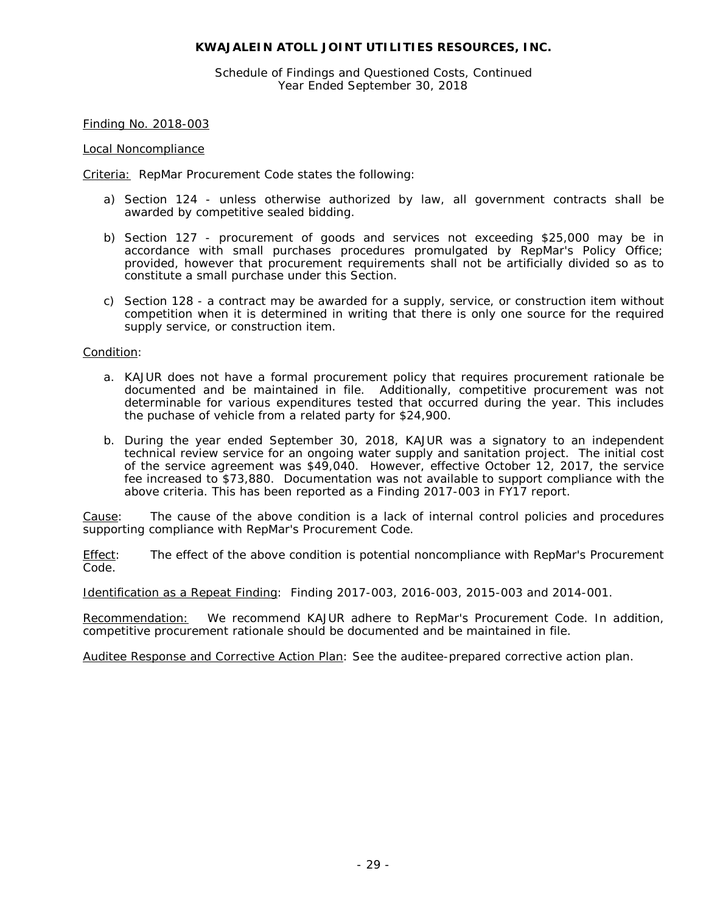**KWAJALEIN ATOLL JOINT UTILITIES RESOURCES, INC.**

Schedule of Findings and Questioned Costs, Continued
Year Ended September 30, 2018

Finding No. 2018-003

Local Noncompliance

Criteria: RepMar Procurement Code states the following:

a) Section 124 - unless otherwise authorized by law, all government contracts shall be awarded by competitive sealed bidding.

b) Section 127 - procurement of goods and services not exceeding $25,000 may be in accordance with small purchases procedures promulgated by RepMar's Policy Office; provided, however that procurement requirements shall not be artificially divided so as to constitute a small purchase under this Section.

c) Section 128 - a contract may be awarded for a supply, service, or construction item without competition when it is determined in writing that there is only one source for the required supply service, or construction item.

Condition:

a. KAJUR does not have a formal procurement policy that requires procurement rationale be documented and be maintained in file. Additionally, competitive procurement was not determinable for various expenditures tested that occurred during the year. This includes the puchase of vehicle from a related party for $24,900.

b. During the year ended September 30, 2018, KAJUR was a signatory to an independent technical review service for an ongoing water supply and sanitation project. The initial cost of the service agreement was $49,040. However, effective October 12, 2017, the service fee increased to $73,880. Documentation was not available to support compliance with the above criteria. This has been reported as a Finding 2017-003 in FY17 report.

Cause: The cause of the above condition is a lack of internal control policies and procedures supporting compliance with RepMar's Procurement Code.

Effect: The effect of the above condition is potential noncompliance with RepMar's Procurement Code.

Identification as a Repeat Finding: Finding 2017-003, 2016-003, 2015-003 and 2014-001.

Recommendation: We recommend KAJUR adhere to RepMar's Procurement Code. In addition, competitive procurement rationale should be documented and be maintained in file.

Auditee Response and Corrective Action Plan: See the auditee-prepared corrective action plan.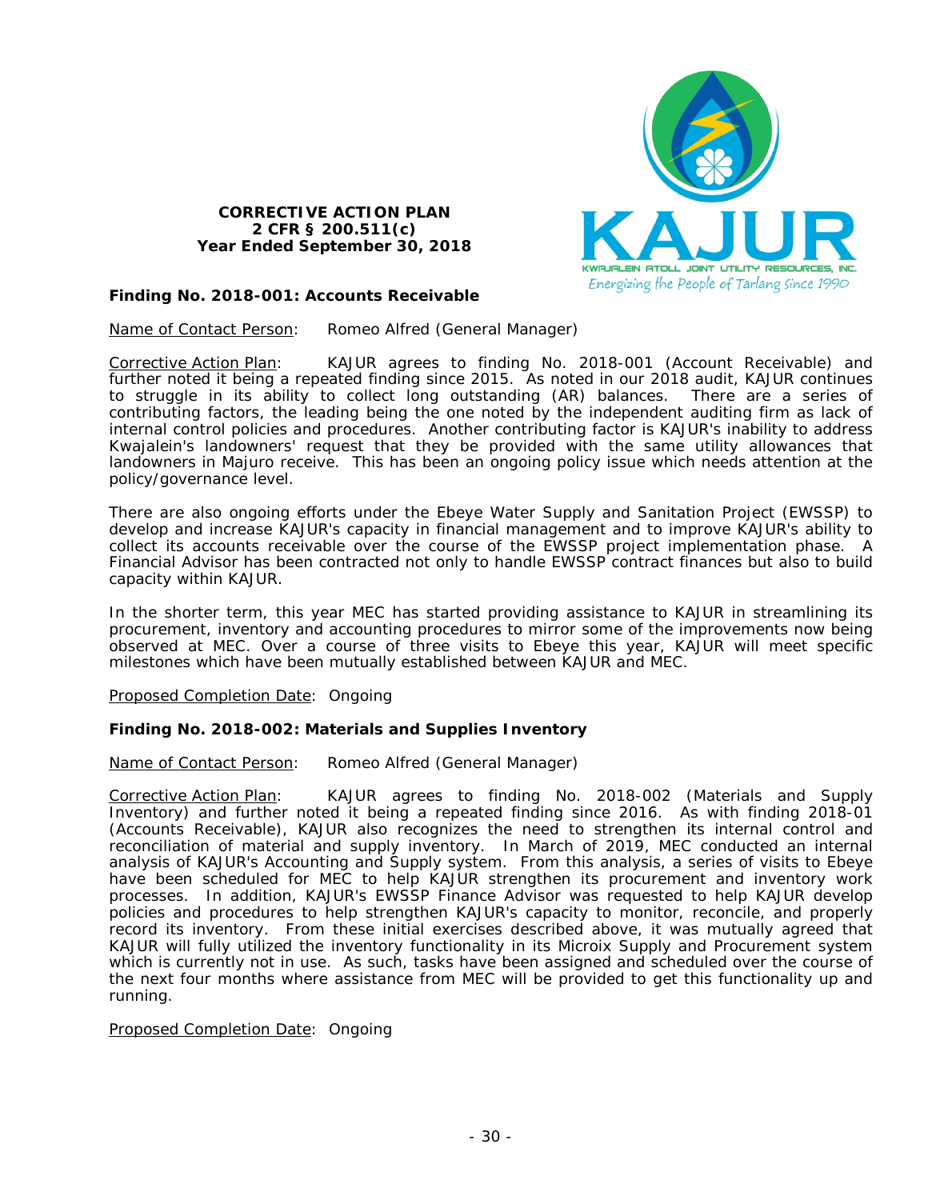**CORRECTIVE ACTION PLAN**
**2 CFR § 200.511(c)**
**Year Ended September 30, 2018**

KAJUR
KWAJALEIN ATOLL JOINT UTILITY RESOURCES, INC.
*Energizing the People of Tarlang Since 1990*

### Finding No. 2018-001: Accounts Receivable

Name of Contact Person: Romeo Alfred (General Manager)

Corrective Action Plan: KAJUR agrees to finding No. 2018-001 (Account Receivable) and further noted it being a repeated finding since 2015. As noted in our 2018 audit, KAJUR continues to struggle in its ability to collect long outstanding (AR) balances. There are a series of contributing factors, the leading being the one noted by the independent auditing firm as lack of internal control policies and procedures. Another contributing factor is KAJUR's inability to address Kwajalein's landowners' request that they be provided with the same utility allowances that landowners in Majuro receive. This has been an ongoing policy issue which needs attention at the policy/governance level.

There are also ongoing efforts under the Ebeye Water Supply and Sanitation Project (EWSSP) to develop and increase KAJUR's capacity in financial management and to improve KAJUR's ability to collect its accounts receivable over the course of the EWSSP project implementation phase. A Financial Advisor has been contracted not only to handle EWSSP contract finances but also to build capacity within KAJUR.

In the shorter term, this year MEC has started providing assistance to KAJUR in streamlining its procurement, inventory and accounting procedures to mirror some of the improvements now being observed at MEC. Over a course of three visits to Ebeye this year, KAJUR will meet specific milestones which have been mutually established between KAJUR and MEC.

Proposed Completion Date: Ongoing

### Finding No. 2018-002: Materials and Supplies Inventory

Name of Contact Person: Romeo Alfred (General Manager)

Corrective Action Plan: KAJUR agrees to finding No. 2018-002 (Materials and Supply Inventory) and further noted it being a repeated finding since 2016. As with finding 2018-01 (Accounts Receivable), KAJUR also recognizes the need to strengthen its internal control and reconciliation of material and supply inventory. In March of 2019, MEC conducted an internal analysis of KAJUR's Accounting and Supply system. From this analysis, a series of visits to Ebeye have been scheduled for MEC to help KAJUR strengthen its procurement and inventory work processes. In addition, KAJUR's EWSSP Finance Advisor was requested to help KAJUR develop policies and procedures to help strengthen KAJUR's capacity to monitor, reconcile, and properly record its inventory. From these initial exercises described above, it was mutually agreed that KAJUR will fully utilized the inventory functionality in its Microix Supply and Procurement system which is currently not in use. As such, tasks have been assigned and scheduled over the course of the next four months where assistance from MEC will be provided to get this functionality up and running.

Proposed Completion Date: Ongoing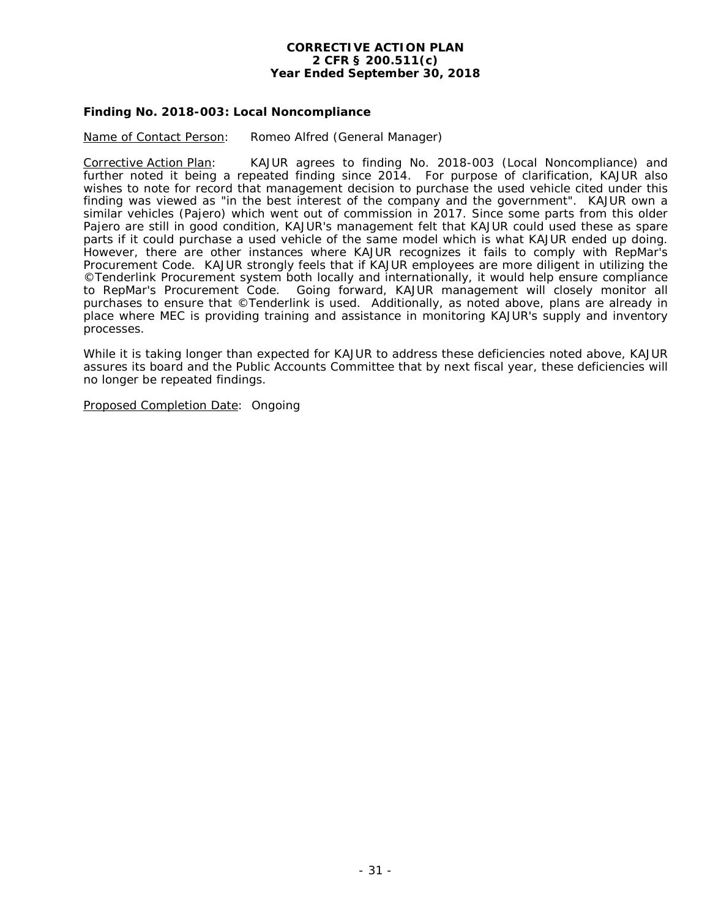**CORRECTIVE ACTION PLAN**
**2 CFR § 200.511(c)**
**Year Ended September 30, 2018**

**Finding No. 2018-003: Local Noncompliance**

Name of Contact Person: Romeo Alfred (General Manager)

Corrective Action Plan: KAJUR agrees to finding No. 2018-003 (Local Noncompliance) and further noted it being a repeated finding since 2014. For purpose of clarification, KAJUR also wishes to note for record that management decision to purchase the used vehicle cited under this finding was viewed as "in the best interest of the company and the government". KAJUR own a similar vehicles (Pajero) which went out of commission in 2017. Since some parts from this older Pajero are still in good condition, KAJUR's management felt that KAJUR could used these as spare parts if it could purchase a used vehicle of the same model which is what KAJUR ended up doing. However, there are other instances where KAJUR recognizes it fails to comply with RepMar's Procurement Code. KAJUR strongly feels that if KAJUR employees are more diligent in utilizing the ©Tenderlink Procurement system both locally and internationally, it would help ensure compliance to RepMar's Procurement Code. Going forward, KAJUR management will closely monitor all purchases to ensure that ©Tenderlink is used. Additionally, as noted above, plans are already in place where MEC is providing training and assistance in monitoring KAJUR's supply and inventory processes.

While it is taking longer than expected for KAJUR to address these deficiencies noted above, KAJUR assures its board and the Public Accounts Committee that by next fiscal year, these deficiencies will no longer be repeated findings.

Proposed Completion Date: Ongoing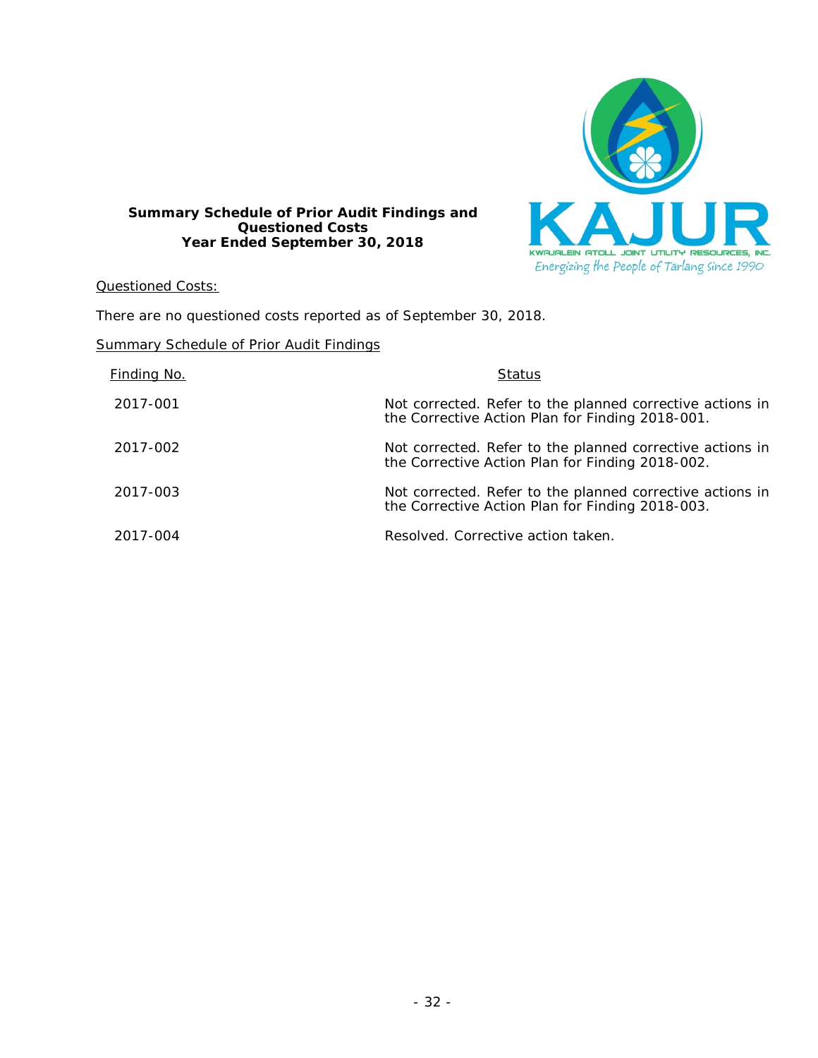**Summary Schedule of Prior Audit Findings and Questioned Costs**
**Year Ended September 30, 2018**

KAJUR
KWAJALEIN ATOLL JOINT UTILITY RESOURCES, INC.
*Energizing the People of Tarlang Since 1990*

Questioned Costs:

There are no questioned costs reported as of September 30, 2018.

Summary Schedule of Prior Audit Findings

| Finding No. | Status |
|---|---|
| 2017-001 | Not corrected. Refer to the planned corrective actions in the Corrective Action Plan for Finding 2018-001. |
| 2017-002 | Not corrected. Refer to the planned corrective actions in the Corrective Action Plan for Finding 2018-002. |
| 2017-003 | Not corrected. Refer to the planned corrective actions in the Corrective Action Plan for Finding 2018-003. |
| 2017-004 | Resolved. Corrective action taken. |